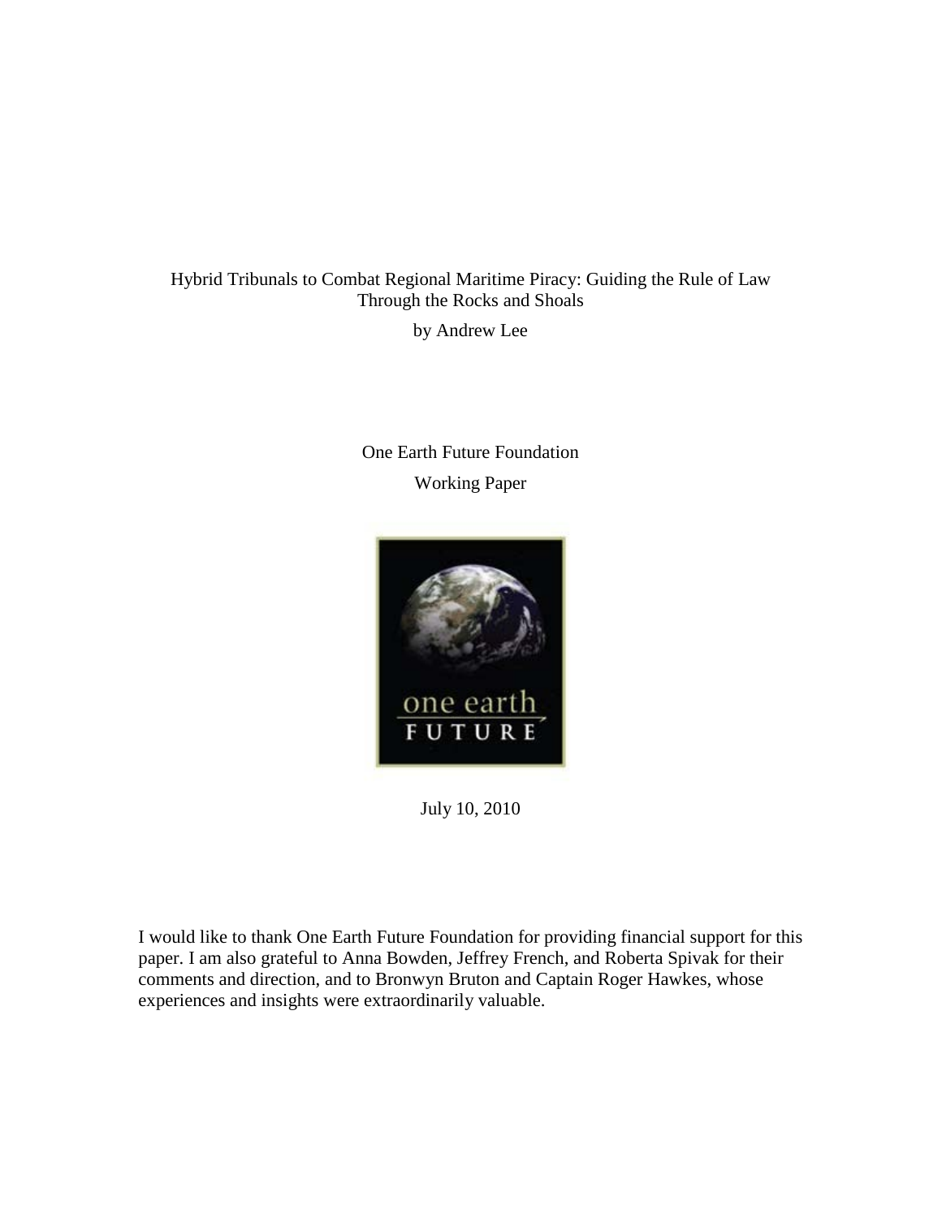# Hybrid Tribunals to Combat Regional Maritime Piracy: Guiding the Rule of Law Through the Rocks and Shoals

by Andrew Lee

One Earth Future Foundation

Working Paper

July 10, 2010

I would like to thank One Earth Future Foundation for providing financial support for this paper. I am also grateful to Anna Bowden, Jeffrey French, and Roberta Spivak for their comments and direction, and to Bronwyn Bruton and Captain Roger Hawkes, whose experiences and insights were extraordinarily valuable.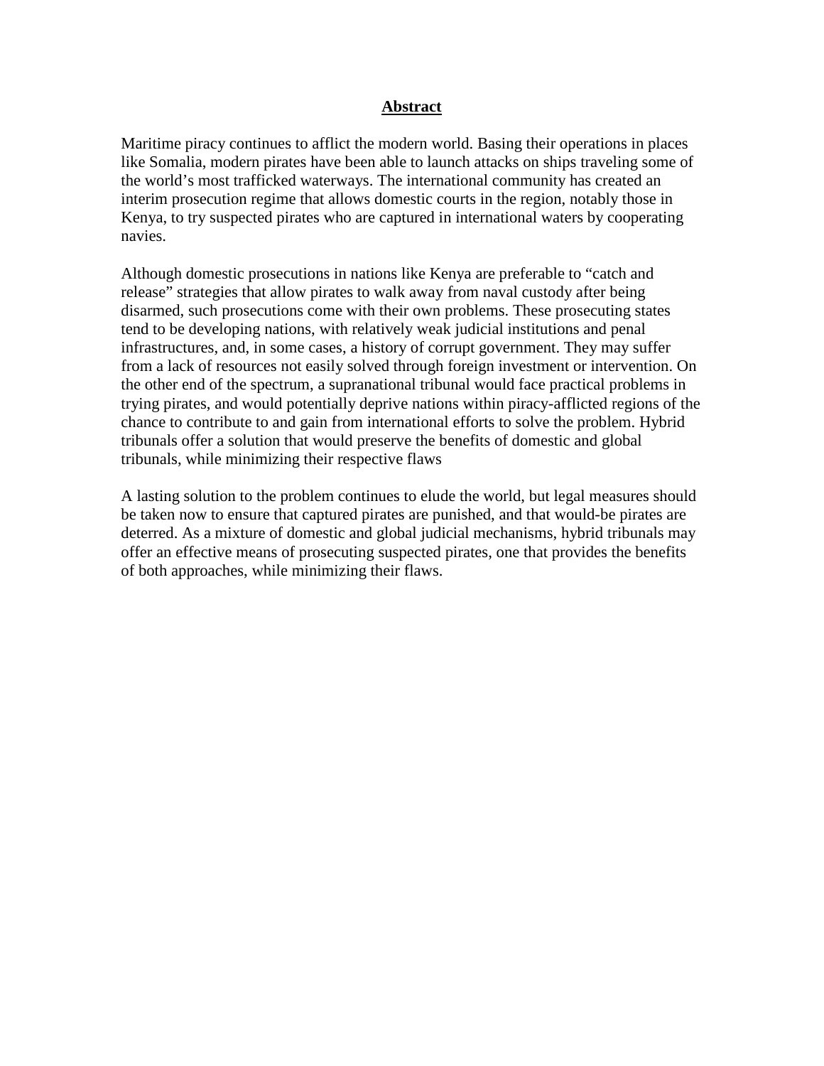## Abstract

Maritime piracy continues to afflict the modern world. Basing their operations in places like Somalia, modern pirates have been able to launch attacks on ships traveling some of the world's most trafficked waterways. The international community has created an interim prosecution regime that allows domestic courts in the region, notably those in Kenya, to try suspected pirates who are captured in international waters by cooperating navies.

Although domestic prosecutions in nations like Kenya are preferable to "catch and release" strategies that allow pirates to walk away from naval custody after being disarmed, such prosecutions come with their own problems. These prosecuting states tend to be developing nations, with relatively weak judicial institutions and penal infrastructures, and, in some cases, a history of corrupt government. They may suffer from a lack of resources not easily solved through foreign investment or intervention. On the other end of the spectrum, a supranational tribunal would face practical problems in trying pirates, and would potentially deprive nations within piracy-afflicted regions of the chance to contribute to and gain from international efforts to solve the problem. Hybrid tribunals offer a solution that would preserve the benefits of domestic and global tribunals, while minimizing their respective flaws

A lasting solution to the problem continues to elude the world, but legal measures should be taken now to ensure that captured pirates are punished, and that would-be pirates are deterred. As a mixture of domestic and global judicial mechanisms, hybrid tribunals may offer an effective means of prosecuting suspected pirates, one that provides the benefits of both approaches, while minimizing their flaws.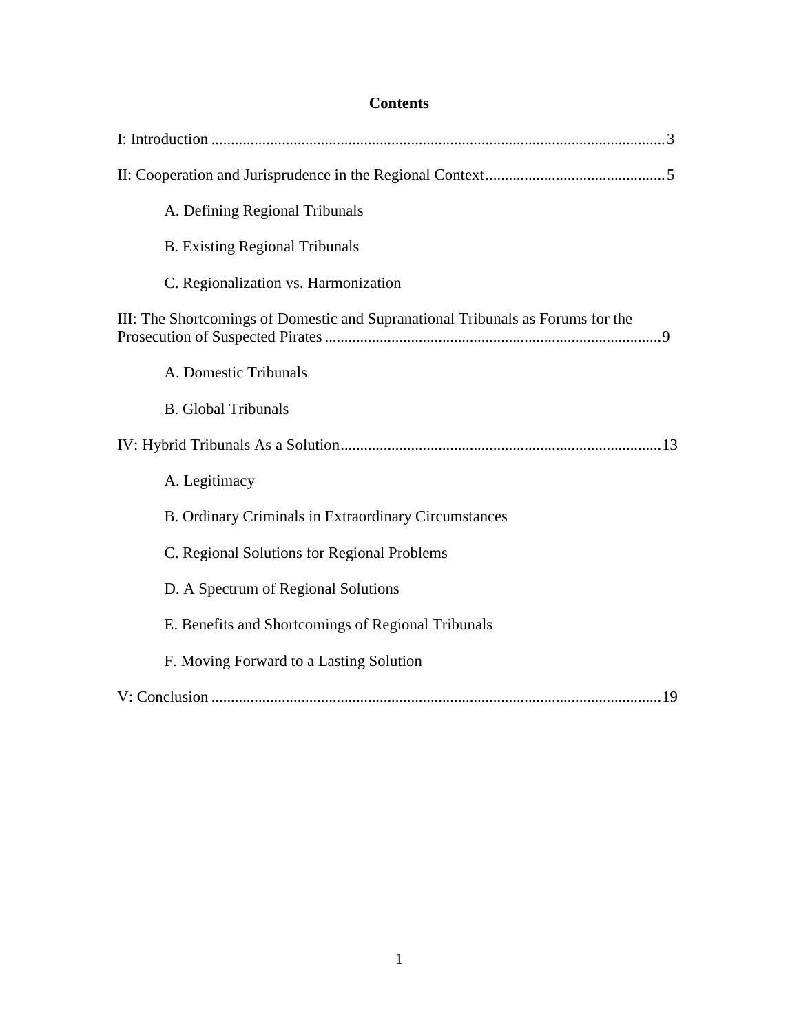**Contents**

I: Introduction .................................................................................................................... 3

II: Cooperation and Jurisprudence in the Regional Context ............................................. 5

- A. Defining Regional Tribunals
- B. Existing Regional Tribunals
- C. Regionalization vs. Harmonization

III: The Shortcomings of Domestic and Supranational Tribunals as Forums for the Prosecution of Suspected Pirates ..................................................................................... 9

- A. Domestic Tribunals
- B. Global Tribunals

IV: Hybrid Tribunals As a Solution ................................................................................. 13

- A. Legitimacy
- B. Ordinary Criminals in Extraordinary Circumstances
- C. Regional Solutions for Regional Problems
- D. A Spectrum of Regional Solutions
- E. Benefits and Shortcomings of Regional Tribunals
- F. Moving Forward to a Lasting Solution

V: Conclusion .................................................................................................................. 19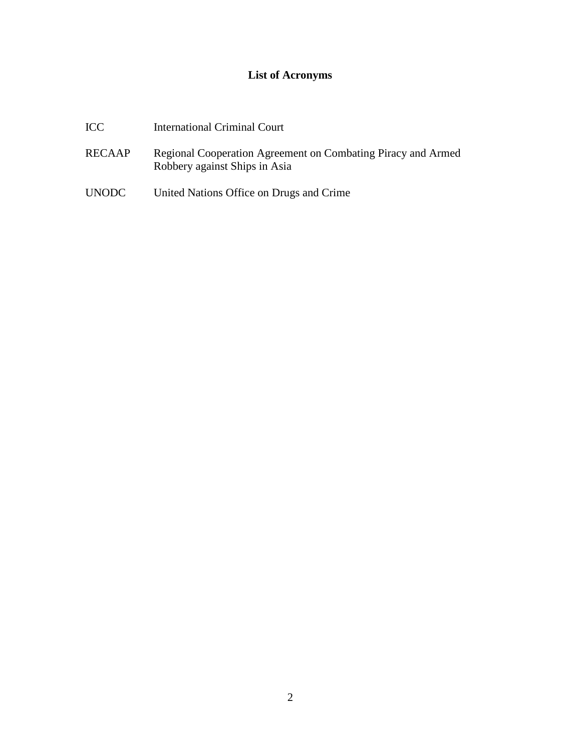# List of Acronyms

| | |
|---|---|
| ICC | International Criminal Court |
| RECAAP | Regional Cooperation Agreement on Combating Piracy and Armed Robbery against Ships in Asia |
| UNODC | United Nations Office on Drugs and Crime |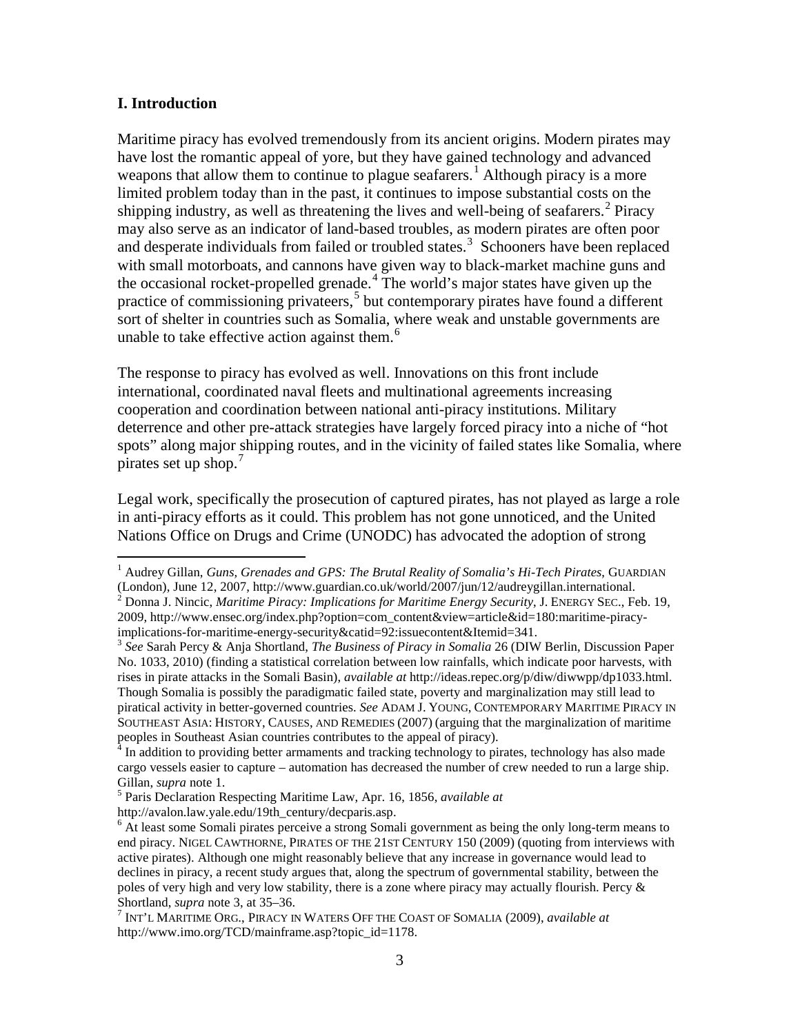## I. Introduction

Maritime piracy has evolved tremendously from its ancient origins. Modern pirates may have lost the romantic appeal of yore, but they have gained technology and advanced weapons that allow them to continue to plague seafarers.[1] Although piracy is a more limited problem today than in the past, it continues to impose substantial costs on the shipping industry, as well as threatening the lives and well-being of seafarers.[2] Piracy may also serve as an indicator of land-based troubles, as modern pirates are often poor and desperate individuals from failed or troubled states.[3] Schooners have been replaced with small motorboats, and cannons have given way to black-market machine guns and the occasional rocket-propelled grenade.[4] The world's major states have given up the practice of commissioning privateers,[5] but contemporary pirates have found a different sort of shelter in countries such as Somalia, where weak and unstable governments are unable to take effective action against them.[6]

The response to piracy has evolved as well. Innovations on this front include international, coordinated naval fleets and multinational agreements increasing cooperation and coordination between national anti-piracy institutions. Military deterrence and other pre-attack strategies have largely forced piracy into a niche of "hot spots" along major shipping routes, and in the vicinity of failed states like Somalia, where pirates set up shop.[7]

Legal work, specifically the prosecution of captured pirates, has not played as large a role in anti-piracy efforts as it could. This problem has not gone unnoticed, and the United Nations Office on Drugs and Crime (UNODC) has advocated the adoption of strong

---

[1] Audrey Gillan, *Guns, Grenades and GPS: The Brutal Reality of Somalia's Hi-Tech Pirates*, GUARDIAN (London), June 12, 2007, http://www.guardian.co.uk/world/2007/jun/12/audreygillan.international.

[2] Donna J. Nincic, *Maritime Piracy: Implications for Maritime Energy Security*, J. ENERGY SEC., Feb. 19, 2009, http://www.ensec.org/index.php?option=com_content&view=article&id=180:maritime-piracy-implications-for-maritime-energy-security&catid=92:issuecontent&Itemid=341.

[3] *See* Sarah Percy & Anja Shortland, *The Business of Piracy in Somalia* 26 (DIW Berlin, Discussion Paper No. 1033, 2010) (finding a statistical correlation between low rainfalls, which indicate poor harvests, with rises in pirate attacks in the Somali Basin), *available at* http://ideas.repec.org/p/diw/diwwpp/dp1033.html. Though Somalia is possibly the paradigmatic failed state, poverty and marginalization may still lead to piratical activity in better-governed countries. *See* ADAM J. YOUNG, CONTEMPORARY MARITIME PIRACY IN SOUTHEAST ASIA: HISTORY, CAUSES, AND REMEDIES (2007) (arguing that the marginalization of maritime peoples in Southeast Asian countries contributes to the appeal of piracy).

[4] In addition to providing better armaments and tracking technology to pirates, technology has also made cargo vessels easier to capture – automation has decreased the number of crew needed to run a large ship. Gillan, *supra* note 1.

[5] Paris Declaration Respecting Maritime Law, Apr. 16, 1856, *available at* http://avalon.law.yale.edu/19th_century/decparis.asp.

[6] At least some Somali pirates perceive a strong Somali government as being the only long-term means to end piracy. NIGEL CAWTHORNE, PIRATES OF THE 21ST CENTURY 150 (2009) (quoting from interviews with active pirates). Although one might reasonably believe that any increase in governance would lead to declines in piracy, a recent study argues that, along the spectrum of governmental stability, between the poles of very high and very low stability, there is a zone where piracy may actually flourish. Percy & Shortland, *supra* note 3, at 35–36.

[7] INT'L MARITIME ORG., PIRACY IN WATERS OFF THE COAST OF SOMALIA (2009), *available at* http://www.imo.org/TCD/mainframe.asp?topic_id=1178.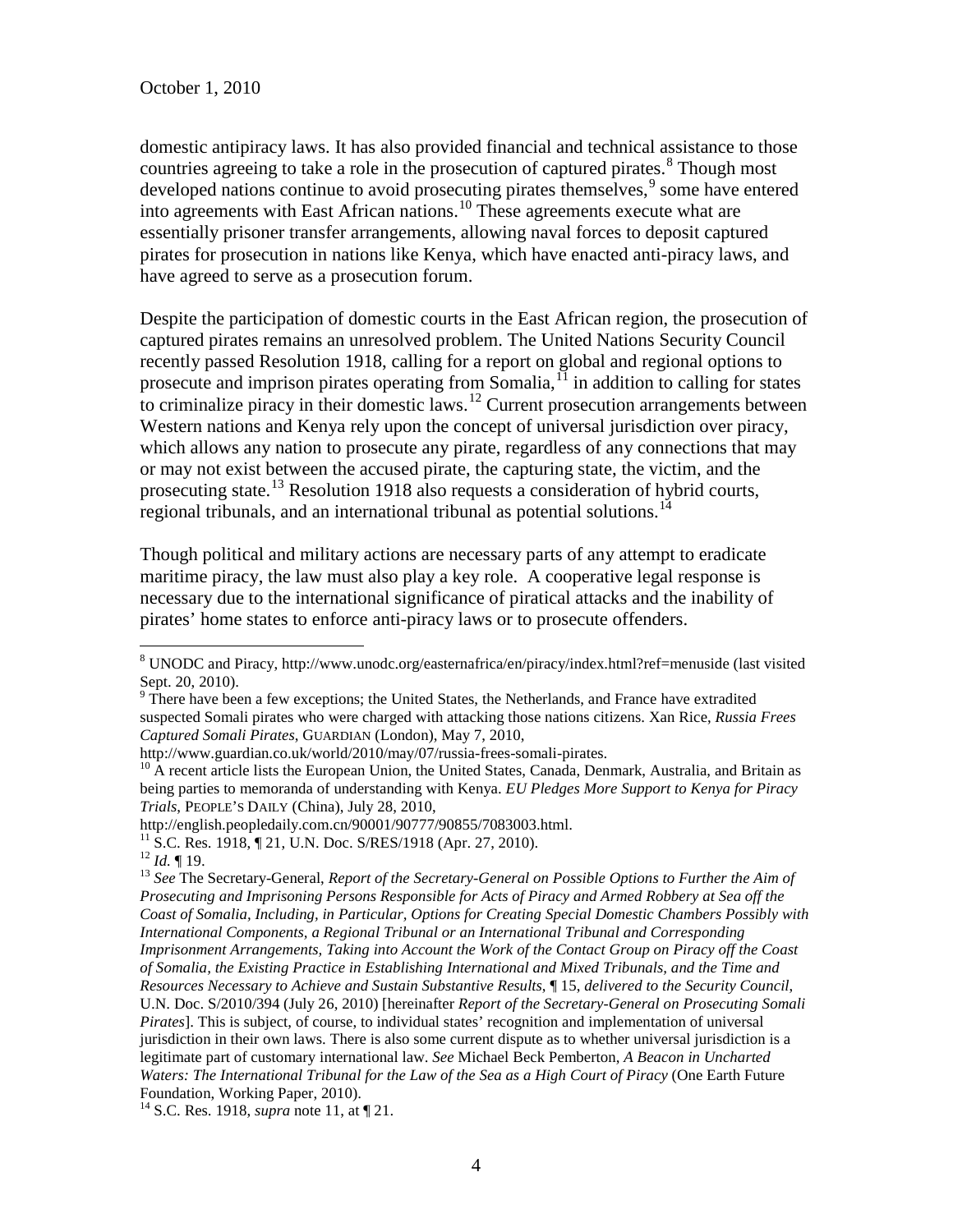domestic antipiracy laws. It has also provided financial and technical assistance to those countries agreeing to take a role in the prosecution of captured pirates.[8] Though most developed nations continue to avoid prosecuting pirates themselves,[9] some have entered into agreements with East African nations.[10] These agreements execute what are essentially prisoner transfer arrangements, allowing naval forces to deposit captured pirates for prosecution in nations like Kenya, which have enacted anti-piracy laws, and have agreed to serve as a prosecution forum.

Despite the participation of domestic courts in the East African region, the prosecution of captured pirates remains an unresolved problem. The United Nations Security Council recently passed Resolution 1918, calling for a report on global and regional options to prosecute and imprison pirates operating from Somalia,[11] in addition to calling for states to criminalize piracy in their domestic laws.[12] Current prosecution arrangements between Western nations and Kenya rely upon the concept of universal jurisdiction over piracy, which allows any nation to prosecute any pirate, regardless of any connections that may or may not exist between the accused pirate, the capturing state, the victim, and the prosecuting state.[13] Resolution 1918 also requests a consideration of hybrid courts, regional tribunals, and an international tribunal as potential solutions.[14]

Though political and military actions are necessary parts of any attempt to eradicate maritime piracy, the law must also play a key role. A cooperative legal response is necessary due to the international significance of piratical attacks and the inability of pirates' home states to enforce anti-piracy laws or to prosecute offenders.

---

[8] UNODC and Piracy, http://www.unodc.org/easternafrica/en/piracy/index.html?ref=menuside (last visited Sept. 20, 2010).

[9] There have been a few exceptions; the United States, the Netherlands, and France have extradited suspected Somali pirates who were charged with attacking those nations citizens. Xan Rice, *Russia Frees Captured Somali Pirates*, GUARDIAN (London), May 7, 2010, http://www.guardian.co.uk/world/2010/may/07/russia-frees-somali-pirates.

[10] A recent article lists the European Union, the United States, Canada, Denmark, Australia, and Britain as being parties to memoranda of understanding with Kenya. *EU Pledges More Support to Kenya for Piracy Trials*, PEOPLE'S DAILY (China), July 28, 2010, http://english.peopledaily.com.cn/90001/90777/90855/7083003.html.

[11] S.C. Res. 1918, ¶ 21, U.N. Doc. S/RES/1918 (Apr. 27, 2010).

[12] *Id.* ¶ 19.

[13] *See* The Secretary-General, *Report of the Secretary-General on Possible Options to Further the Aim of Prosecuting and Imprisoning Persons Responsible for Acts of Piracy and Armed Robbery at Sea off the Coast of Somalia, Including, in Particular, Options for Creating Special Domestic Chambers Possibly with International Components, a Regional Tribunal or an International Tribunal and Corresponding Imprisonment Arrangements, Taking into Account the Work of the Contact Group on Piracy off the Coast of Somalia, the Existing Practice in Establishing International and Mixed Tribunals, and the Time and Resources Necessary to Achieve and Sustain Substantive Results*, ¶ 15, *delivered to the Security Council*, U.N. Doc. S/2010/394 (July 26, 2010) [hereinafter *Report of the Secretary-General on Prosecuting Somali Pirates*]. This is subject, of course, to individual states' recognition and implementation of universal jurisdiction in their own laws. There is also some current dispute as to whether universal jurisdiction is a legitimate part of customary international law. *See* Michael Beck Pemberton, *A Beacon in Uncharted Waters: The International Tribunal for the Law of the Sea as a High Court of Piracy* (One Earth Future Foundation, Working Paper, 2010).

[14] S.C. Res. 1918, *supra* note 11, at ¶ 21.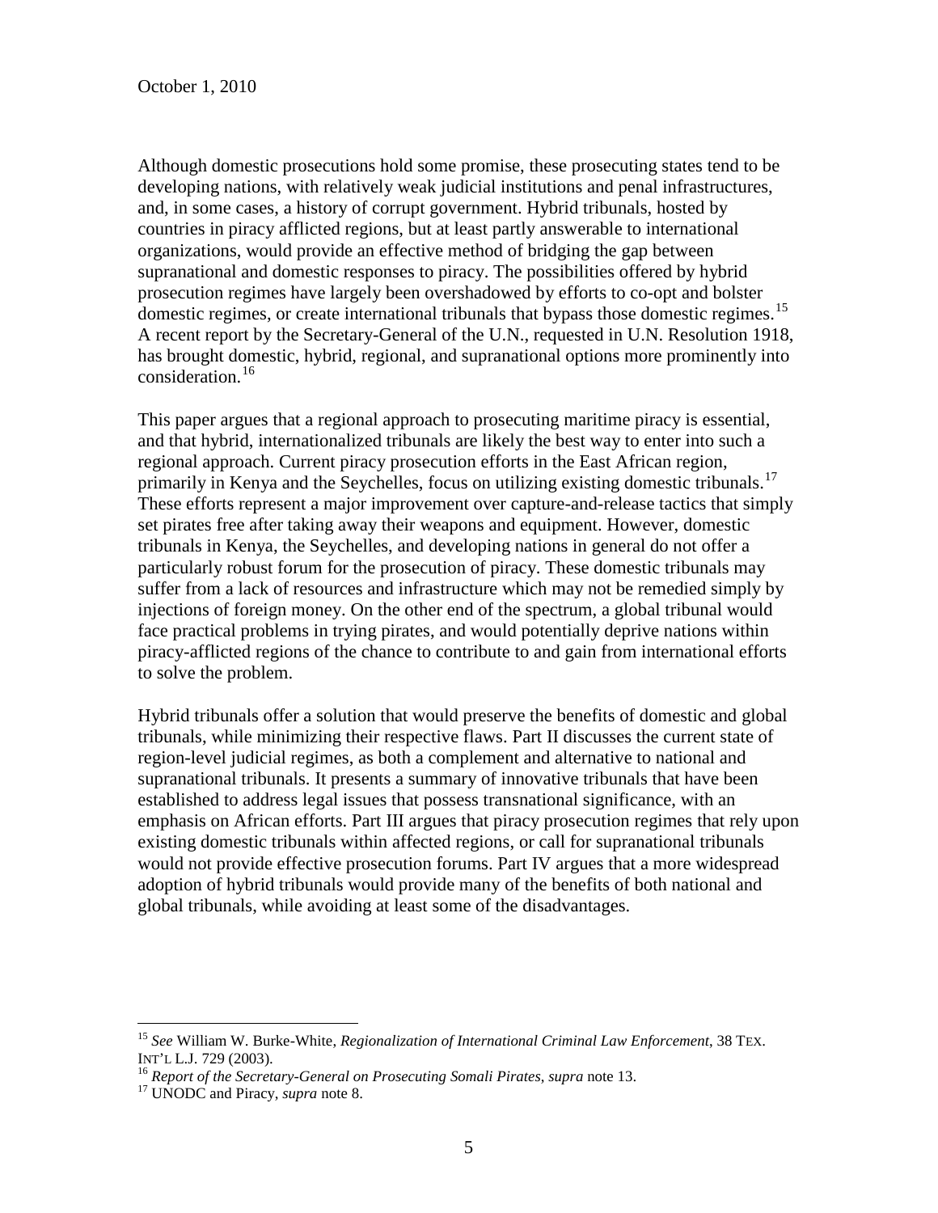Although domestic prosecutions hold some promise, these prosecuting states tend to be developing nations, with relatively weak judicial institutions and penal infrastructures, and, in some cases, a history of corrupt government. Hybrid tribunals, hosted by countries in piracy afflicted regions, but at least partly answerable to international organizations, would provide an effective method of bridging the gap between supranational and domestic responses to piracy. The possibilities offered by hybrid prosecution regimes have largely been overshadowed by efforts to co-opt and bolster domestic regimes, or create international tribunals that bypass those domestic regimes.[15] A recent report by the Secretary-General of the U.N., requested in U.N. Resolution 1918, has brought domestic, hybrid, regional, and supranational options more prominently into consideration.[16]

This paper argues that a regional approach to prosecuting maritime piracy is essential, and that hybrid, internationalized tribunals are likely the best way to enter into such a regional approach. Current piracy prosecution efforts in the East African region, primarily in Kenya and the Seychelles, focus on utilizing existing domestic tribunals.[17] These efforts represent a major improvement over capture-and-release tactics that simply set pirates free after taking away their weapons and equipment. However, domestic tribunals in Kenya, the Seychelles, and developing nations in general do not offer a particularly robust forum for the prosecution of piracy. These domestic tribunals may suffer from a lack of resources and infrastructure which may not be remedied simply by injections of foreign money. On the other end of the spectrum, a global tribunal would face practical problems in trying pirates, and would potentially deprive nations within piracy-afflicted regions of the chance to contribute to and gain from international efforts to solve the problem.

Hybrid tribunals offer a solution that would preserve the benefits of domestic and global tribunals, while minimizing their respective flaws. Part II discusses the current state of region-level judicial regimes, as both a complement and alternative to national and supranational tribunals. It presents a summary of innovative tribunals that have been established to address legal issues that possess transnational significance, with an emphasis on African efforts. Part III argues that piracy prosecution regimes that rely upon existing domestic tribunals within affected regions, or call for supranational tribunals would not provide effective prosecution forums. Part IV argues that a more widespread adoption of hybrid tribunals would provide many of the benefits of both national and global tribunals, while avoiding at least some of the disadvantages.

---

[15] *See* William W. Burke-White, *Regionalization of International Criminal Law Enforcement*, 38 TEX. INT'L L.J. 729 (2003).

[16] *Report of the Secretary-General on Prosecuting Somali Pirates*, *supra* note 13.

[17] UNODC and Piracy, *supra* note 8.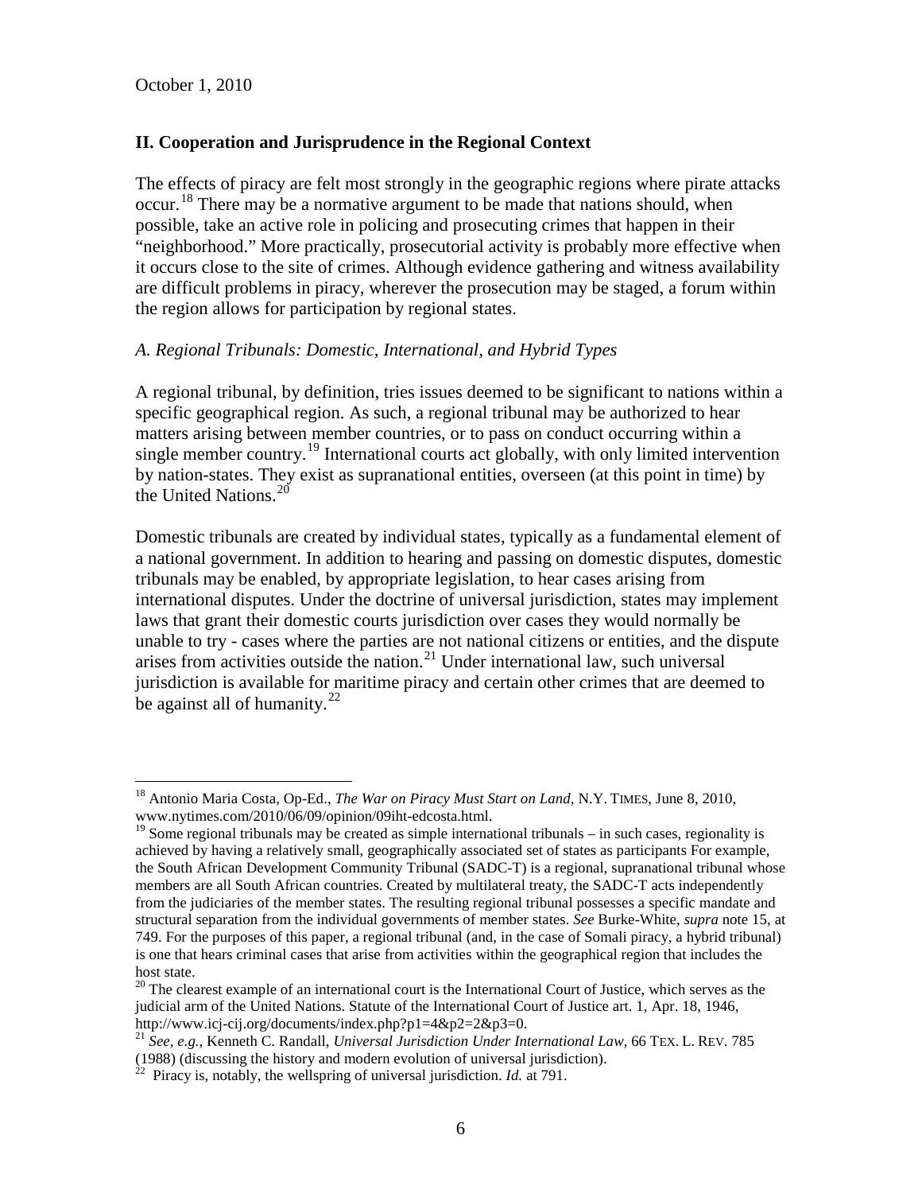October 1, 2010

## II. Cooperation and Jurisprudence in the Regional Context

The effects of piracy are felt most strongly in the geographic regions where pirate attacks occur.[18] There may be a normative argument to be made that nations should, when possible, take an active role in policing and prosecuting crimes that happen in their "neighborhood." More practically, prosecutorial activity is probably more effective when it occurs close to the site of crimes. Although evidence gathering and witness availability are difficult problems in piracy, wherever the prosecution may be staged, a forum within the region allows for participation by regional states.

### *A. Regional Tribunals: Domestic, International, and Hybrid Types*

A regional tribunal, by definition, tries issues deemed to be significant to nations within a specific geographical region. As such, a regional tribunal may be authorized to hear matters arising between member countries, or to pass on conduct occurring within a single member country.[19] International courts act globally, with only limited intervention by nation-states. They exist as supranational entities, overseen (at this point in time) by the United Nations.[20]

Domestic tribunals are created by individual states, typically as a fundamental element of a national government. In addition to hearing and passing on domestic disputes, domestic tribunals may be enabled, by appropriate legislation, to hear cases arising from international disputes. Under the doctrine of universal jurisdiction, states may implement laws that grant their domestic courts jurisdiction over cases they would normally be unable to try - cases where the parties are not national citizens or entities, and the dispute arises from activities outside the nation.[21] Under international law, such universal jurisdiction is available for maritime piracy and certain other crimes that are deemed to be against all of humanity.[22]

---

[18] Antonio Maria Costa, Op-Ed., *The War on Piracy Must Start on Land*, N.Y. TIMES, June 8, 2010, www.nytimes.com/2010/06/09/opinion/09iht-edcosta.html.

[19] Some regional tribunals may be created as simple international tribunals – in such cases, regionality is achieved by having a relatively small, geographically associated set of states as participants For example, the South African Development Community Tribunal (SADC-T) is a regional, supranational tribunal whose members are all South African countries. Created by multilateral treaty, the SADC-T acts independently from the judiciaries of the member states. The resulting regional tribunal possesses a specific mandate and structural separation from the individual governments of member states. *See* Burke-White, *supra* note 15, at 749. For the purposes of this paper, a regional tribunal (and, in the case of Somali piracy, a hybrid tribunal) is one that hears criminal cases that arise from activities within the geographical region that includes the host state.

[20] The clearest example of an international court is the International Court of Justice, which serves as the judicial arm of the United Nations. Statute of the International Court of Justice art. 1, Apr. 18, 1946, http://www.icj-cij.org/documents/index.php?p1=4&p2=2&p3=0.

[21] *See, e.g.*, Kenneth C. Randall, *Universal Jurisdiction Under International Law*, 66 TEX. L. REV. 785 (1988) (discussing the history and modern evolution of universal jurisdiction).

[22] Piracy is, notably, the wellspring of universal jurisdiction. *Id.* at 791.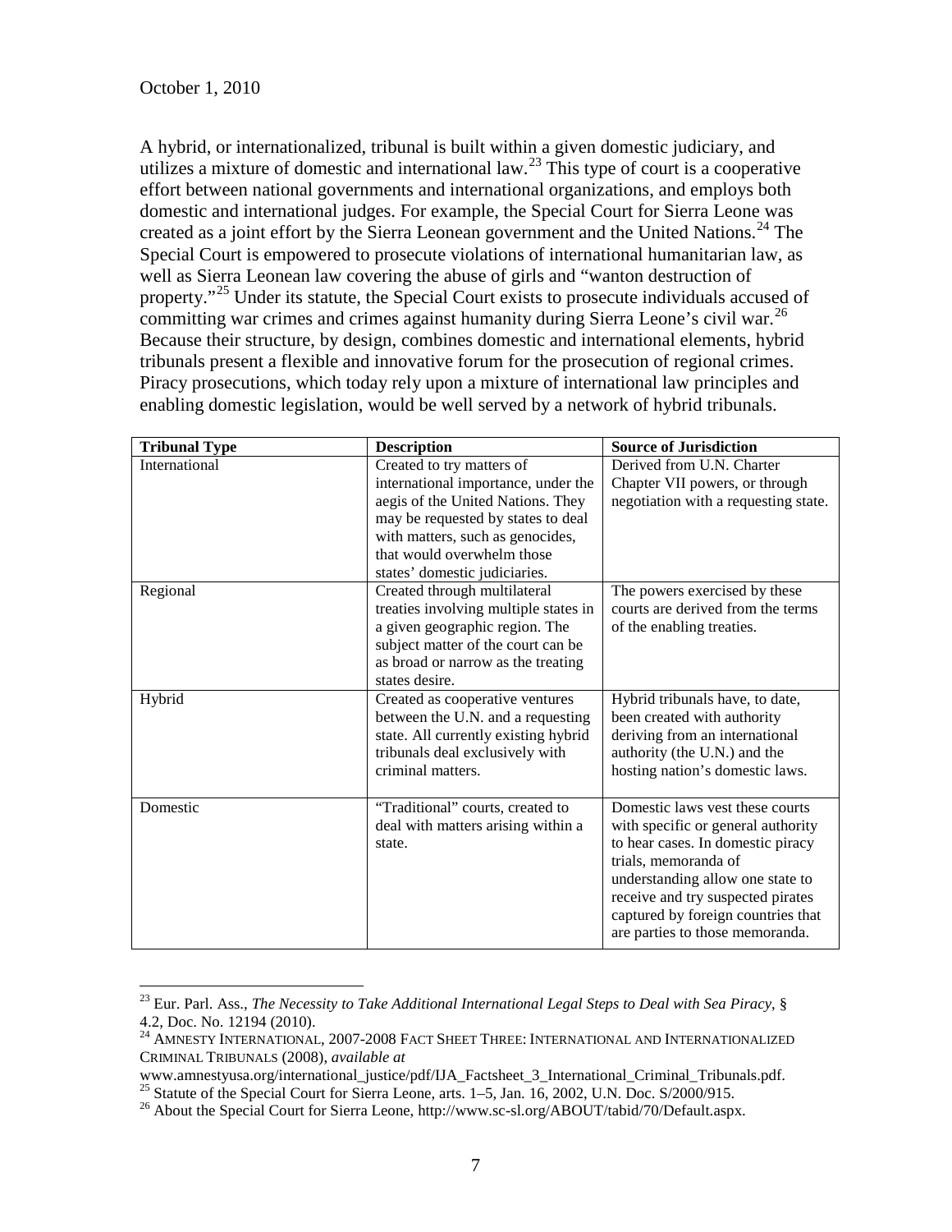A hybrid, or internationalized, tribunal is built within a given domestic judiciary, and utilizes a mixture of domestic and international law.[23] This type of court is a cooperative effort between national governments and international organizations, and employs both domestic and international judges. For example, the Special Court for Sierra Leone was created as a joint effort by the Sierra Leonean government and the United Nations.[24] The Special Court is empowered to prosecute violations of international humanitarian law, as well as Sierra Leonean law covering the abuse of girls and "wanton destruction of property."[25] Under its statute, the Special Court exists to prosecute individuals accused of committing war crimes and crimes against humanity during Sierra Leone's civil war.[26] Because their structure, by design, combines domestic and international elements, hybrid tribunals present a flexible and innovative forum for the prosecution of regional crimes. Piracy prosecutions, which today rely upon a mixture of international law principles and enabling domestic legislation, would be well served by a network of hybrid tribunals.

| **Tribunal Type** | **Description** | **Source of Jurisdiction** |
|---|---|---|
| International | Created to try matters of international importance, under the aegis of the United Nations. They may be requested by states to deal with matters, such as genocides, that would overwhelm those states' domestic judiciaries. | Derived from U.N. Charter Chapter VII powers, or through negotiation with a requesting state. |
| Regional | Created through multilateral treaties involving multiple states in a given geographic region. The subject matter of the court can be as broad or narrow as the treating states desire. | The powers exercised by these courts are derived from the terms of the enabling treaties. |
| Hybrid | Created as cooperative ventures between the U.N. and a requesting state. All currently existing hybrid tribunals deal exclusively with criminal matters. | Hybrid tribunals have, to date, been created with authority deriving from an international authority (the U.N.) and the hosting nation's domestic laws. |
| Domestic | "Traditional" courts, created to deal with matters arising within a state. | Domestic laws vest these courts with specific or general authority to hear cases. In domestic piracy trials, memoranda of understanding allow one state to receive and try suspected pirates captured by foreign countries that are parties to those memoranda. |

[23] Eur. Parl. Ass., *The Necessity to Take Additional International Legal Steps to Deal with Sea Piracy*, § 4.2, Doc. No. 12194 (2010).

[24] AMNESTY INTERNATIONAL, 2007-2008 FACT SHEET THREE: INTERNATIONAL AND INTERNATIONALIZED CRIMINAL TRIBUNALS (2008), *available at* www.amnestyusa.org/international_justice/pdf/IJA_Factsheet_3_International_Criminal_Tribunals.pdf.

[25] Statute of the Special Court for Sierra Leone, arts. 1–5, Jan. 16, 2002, U.N. Doc. S/2000/915.

[26] About the Special Court for Sierra Leone, http://www.sc-sl.org/ABOUT/tabid/70/Default.aspx.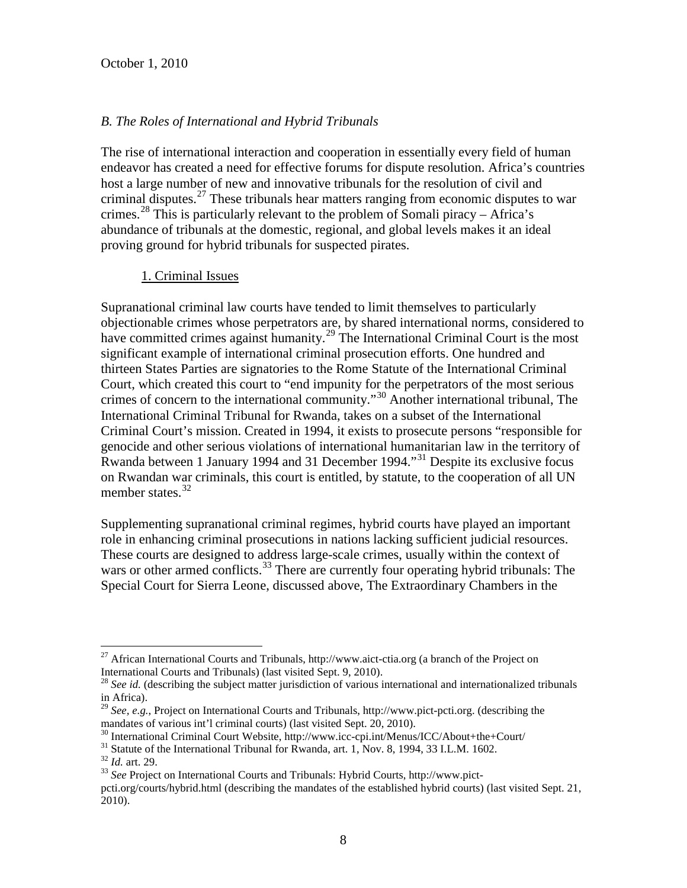### *B. The Roles of International and Hybrid Tribunals*

The rise of international interaction and cooperation in essentially every field of human endeavor has created a need for effective forums for dispute resolution. Africa's countries host a large number of new and innovative tribunals for the resolution of civil and criminal disputes.[27] These tribunals hear matters ranging from economic disputes to war crimes.[28] This is particularly relevant to the problem of Somali piracy – Africa's abundance of tribunals at the domestic, regional, and global levels makes it an ideal proving ground for hybrid tribunals for suspected pirates.

#### 1. Criminal Issues

Supranational criminal law courts have tended to limit themselves to particularly objectionable crimes whose perpetrators are, by shared international norms, considered to have committed crimes against humanity.[29] The International Criminal Court is the most significant example of international criminal prosecution efforts. One hundred and thirteen States Parties are signatories to the Rome Statute of the International Criminal Court, which created this court to "end impunity for the perpetrators of the most serious crimes of concern to the international community."[30] Another international tribunal, The International Criminal Tribunal for Rwanda, takes on a subset of the International Criminal Court's mission. Created in 1994, it exists to prosecute persons "responsible for genocide and other serious violations of international humanitarian law in the territory of Rwanda between 1 January 1994 and 31 December 1994."[31] Despite its exclusive focus on Rwandan war criminals, this court is entitled, by statute, to the cooperation of all UN member states.[32]

Supplementing supranational criminal regimes, hybrid courts have played an important role in enhancing criminal prosecutions in nations lacking sufficient judicial resources. These courts are designed to address large-scale crimes, usually within the context of wars or other armed conflicts.[33] There are currently four operating hybrid tribunals: The Special Court for Sierra Leone, discussed above, The Extraordinary Chambers in the

---

[27] African International Courts and Tribunals, http://www.aict-ctia.org (a branch of the Project on International Courts and Tribunals) (last visited Sept. 9, 2010).

[28] *See id.* (describing the subject matter jurisdiction of various international and internationalized tribunals in Africa).

[29] *See, e.g.*, Project on International Courts and Tribunals, http://www.pict-pcti.org. (describing the mandates of various int'l criminal courts) (last visited Sept. 20, 2010).

[30] International Criminal Court Website, http://www.icc-cpi.int/Menus/ICC/About+the+Court/

[31] Statute of the International Tribunal for Rwanda, art. 1, Nov. 8, 1994, 33 I.L.M. 1602.

[32] *Id.* art. 29.

[33] *See* Project on International Courts and Tribunals: Hybrid Courts, http://www.pict-pcti.org/courts/hybrid.html (describing the mandates of the established hybrid courts) (last visited Sept. 21, 2010).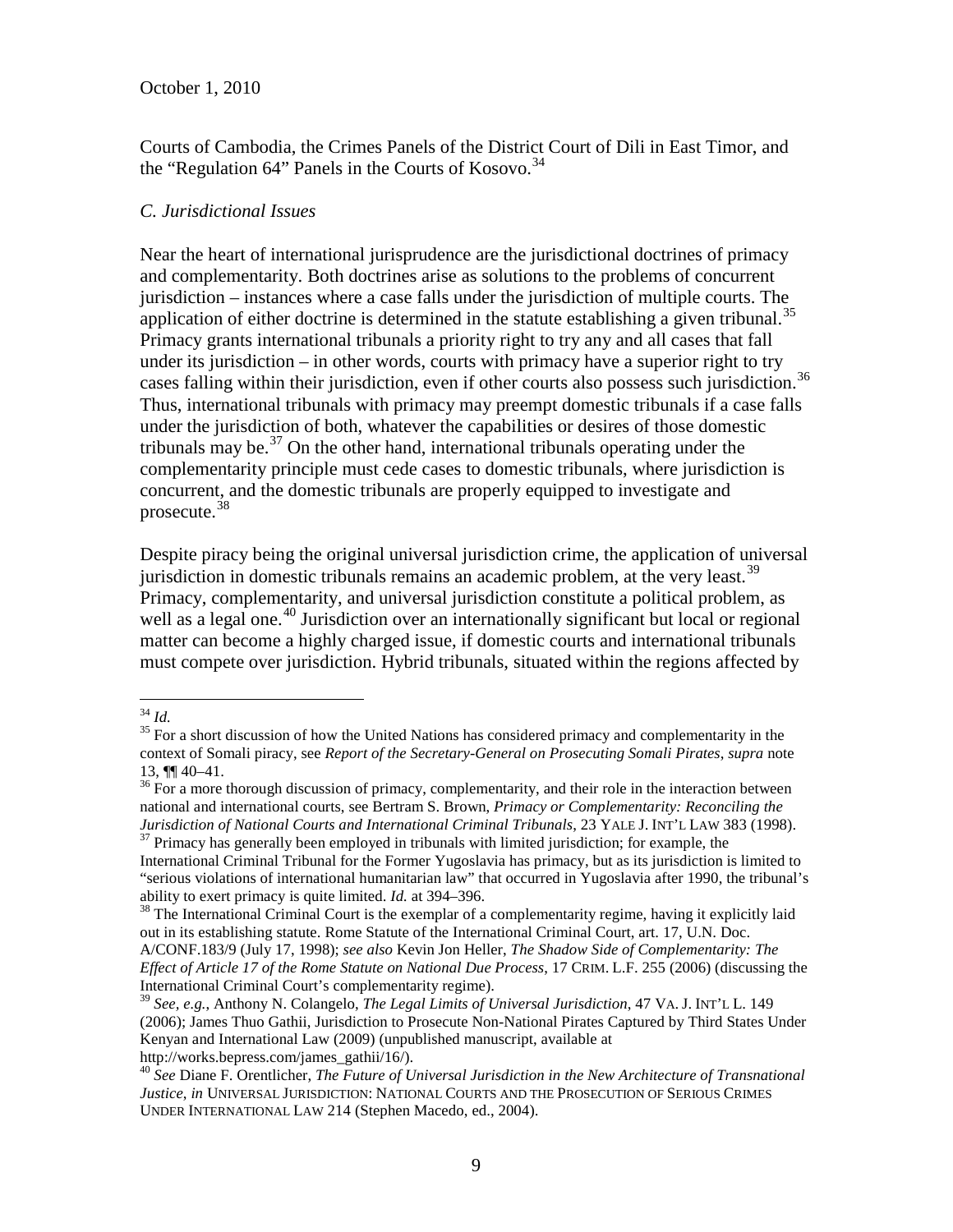Courts of Cambodia, the Crimes Panels of the District Court of Dili in East Timor, and the "Regulation 64" Panels in the Courts of Kosovo.[34]

### *C. Jurisdictional Issues*

Near the heart of international jurisprudence are the jurisdictional doctrines of primacy and complementarity. Both doctrines arise as solutions to the problems of concurrent jurisdiction – instances where a case falls under the jurisdiction of multiple courts. The application of either doctrine is determined in the statute establishing a given tribunal.[35] Primacy grants international tribunals a priority right to try any and all cases that fall under its jurisdiction – in other words, courts with primacy have a superior right to try cases falling within their jurisdiction, even if other courts also possess such jurisdiction.[36] Thus, international tribunals with primacy may preempt domestic tribunals if a case falls under the jurisdiction of both, whatever the capabilities or desires of those domestic tribunals may be.[37] On the other hand, international tribunals operating under the complementarity principle must cede cases to domestic tribunals, where jurisdiction is concurrent, and the domestic tribunals are properly equipped to investigate and prosecute.[38]

Despite piracy being the original universal jurisdiction crime, the application of universal jurisdiction in domestic tribunals remains an academic problem, at the very least.[39] Primacy, complementarity, and universal jurisdiction constitute a political problem, as well as a legal one.[40] Jurisdiction over an internationally significant but local or regional matter can become a highly charged issue, if domestic courts and international tribunals must compete over jurisdiction. Hybrid tribunals, situated within the regions affected by

---

[34] *Id.*

[35] For a short discussion of how the United Nations has considered primacy and complementarity in the context of Somali piracy, see *Report of the Secretary-General on Prosecuting Somali Pirates*, *supra* note 13, ¶¶ 40–41.

[36] For a more thorough discussion of primacy, complementarity, and their role in the interaction between national and international courts, see Bertram S. Brown, *Primacy or Complementarity: Reconciling the Jurisdiction of National Courts and International Criminal Tribunals*, 23 YALE J. INT'L LAW 383 (1998).

[37] Primacy has generally been employed in tribunals with limited jurisdiction; for example, the International Criminal Tribunal for the Former Yugoslavia has primacy, but as its jurisdiction is limited to "serious violations of international humanitarian law" that occurred in Yugoslavia after 1990, the tribunal's ability to exert primacy is quite limited. *Id.* at 394–396.

[38] The International Criminal Court is the exemplar of a complementarity regime, having it explicitly laid out in its establishing statute. Rome Statute of the International Criminal Court, art. 17, U.N. Doc. A/CONF.183/9 (July 17, 1998); *see also* Kevin Jon Heller, *The Shadow Side of Complementarity: The Effect of Article 17 of the Rome Statute on National Due Process*, 17 CRIM. L.F. 255 (2006) (discussing the International Criminal Court's complementarity regime).

[39] *See, e.g.*, Anthony N. Colangelo, *The Legal Limits of Universal Jurisdiction*, 47 VA. J. INT'L L. 149 (2006); James Thuo Gathii, Jurisdiction to Prosecute Non-National Pirates Captured by Third States Under Kenyan and International Law (2009) (unpublished manuscript, available at http://works.bepress.com/james_gathii/16/).

[40] *See* Diane F. Orentlicher, *The Future of Universal Jurisdiction in the New Architecture of Transnational Justice*, *in* UNIVERSAL JURISDICTION: NATIONAL COURTS AND THE PROSECUTION OF SERIOUS CRIMES UNDER INTERNATIONAL LAW 214 (Stephen Macedo, ed., 2004).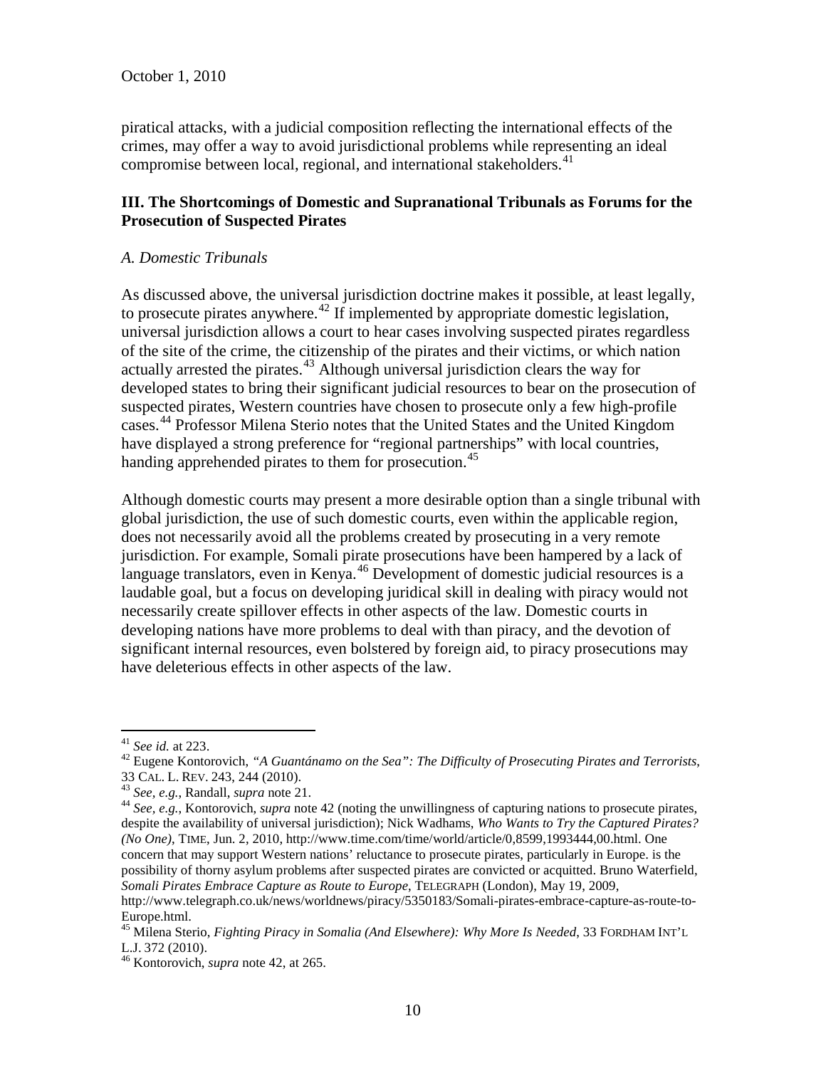piratical attacks, with a judicial composition reflecting the international effects of the crimes, may offer a way to avoid jurisdictional problems while representing an ideal compromise between local, regional, and international stakeholders.[41]

## III. The Shortcomings of Domestic and Supranational Tribunals as Forums for the Prosecution of Suspected Pirates

### *A. Domestic Tribunals*

As discussed above, the universal jurisdiction doctrine makes it possible, at least legally, to prosecute pirates anywhere.[42] If implemented by appropriate domestic legislation, universal jurisdiction allows a court to hear cases involving suspected pirates regardless of the site of the crime, the citizenship of the pirates and their victims, or which nation actually arrested the pirates.[43] Although universal jurisdiction clears the way for developed states to bring their significant judicial resources to bear on the prosecution of suspected pirates, Western countries have chosen to prosecute only a few high-profile cases.[44] Professor Milena Sterio notes that the United States and the United Kingdom have displayed a strong preference for "regional partnerships" with local countries, handing apprehended pirates to them for prosecution.[45]

Although domestic courts may present a more desirable option than a single tribunal with global jurisdiction, the use of such domestic courts, even within the applicable region, does not necessarily avoid all the problems created by prosecuting in a very remote jurisdiction. For example, Somali pirate prosecutions have been hampered by a lack of language translators, even in Kenya.[46] Development of domestic judicial resources is a laudable goal, but a focus on developing juridical skill in dealing with piracy would not necessarily create spillover effects in other aspects of the law. Domestic courts in developing nations have more problems to deal with than piracy, and the devotion of significant internal resources, even bolstered by foreign aid, to piracy prosecutions may have deleterious effects in other aspects of the law.

---

[41] *See id.* at 223.

[42] Eugene Kontorovich, *"A Guantánamo on the Sea": The Difficulty of Prosecuting Pirates and Terrorists*, 33 CAL. L. REV. 243, 244 (2010).

[43] *See, e.g.*, Randall, *supra* note 21.

[44] *See, e.g.*, Kontorovich, *supra* note 42 (noting the unwillingness of capturing nations to prosecute pirates, despite the availability of universal jurisdiction); Nick Wadhams, *Who Wants to Try the Captured Pirates? (No One)*, TIME, Jun. 2, 2010, http://www.time.com/time/world/article/0,8599,1993444,00.html. One concern that may support Western nations' reluctance to prosecute pirates, particularly in Europe. is the possibility of thorny asylum problems after suspected pirates are convicted or acquitted. Bruno Waterfield, *Somali Pirates Embrace Capture as Route to Europe*, TELEGRAPH (London), May 19, 2009, http://www.telegraph.co.uk/news/worldnews/piracy/5350183/Somali-pirates-embrace-capture-as-route-to-Europe.html.

[45] Milena Sterio, *Fighting Piracy in Somalia (And Elsewhere): Why More Is Needed*, 33 FORDHAM INT'L L.J. 372 (2010).

[46] Kontorovich, *supra* note 42, at 265.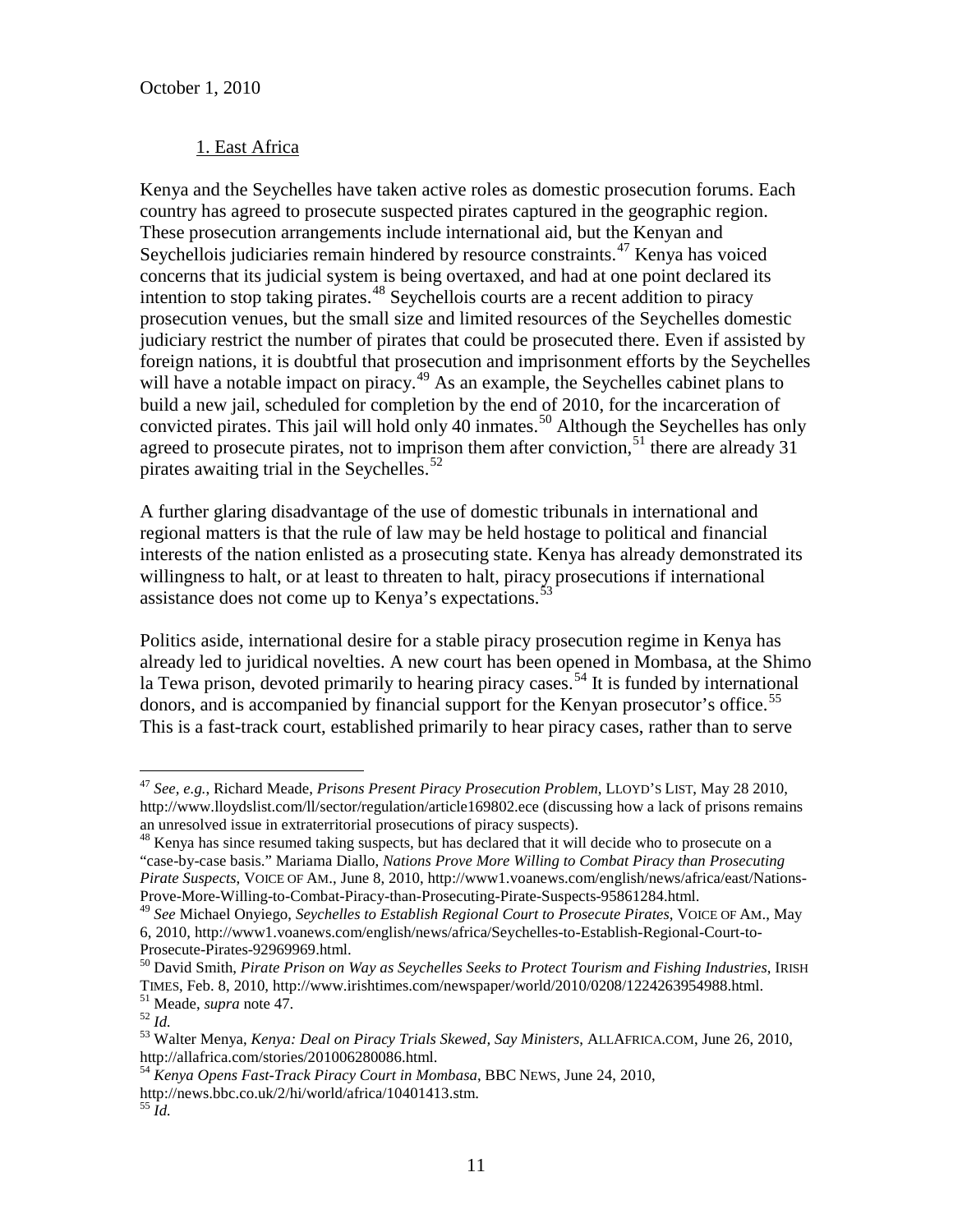### 1. East Africa

Kenya and the Seychelles have taken active roles as domestic prosecution forums. Each country has agreed to prosecute suspected pirates captured in the geographic region. These prosecution arrangements include international aid, but the Kenyan and Seychellois judiciaries remain hindered by resource constraints.[47] Kenya has voiced concerns that its judicial system is being overtaxed, and had at one point declared its intention to stop taking pirates.[48] Seychellois courts are a recent addition to piracy prosecution venues, but the small size and limited resources of the Seychelles domestic judiciary restrict the number of pirates that could be prosecuted there. Even if assisted by foreign nations, it is doubtful that prosecution and imprisonment efforts by the Seychelles will have a notable impact on piracy.[49] As an example, the Seychelles cabinet plans to build a new jail, scheduled for completion by the end of 2010, for the incarceration of convicted pirates. This jail will hold only 40 inmates.[50] Although the Seychelles has only agreed to prosecute pirates, not to imprison them after conviction,[51] there are already 31 pirates awaiting trial in the Seychelles.[52]

A further glaring disadvantage of the use of domestic tribunals in international and regional matters is that the rule of law may be held hostage to political and financial interests of the nation enlisted as a prosecuting state. Kenya has already demonstrated its willingness to halt, or at least to threaten to halt, piracy prosecutions if international assistance does not come up to Kenya's expectations.[53]

Politics aside, international desire for a stable piracy prosecution regime in Kenya has already led to juridical novelties. A new court has been opened in Mombasa, at the Shimo la Tewa prison, devoted primarily to hearing piracy cases.[54] It is funded by international donors, and is accompanied by financial support for the Kenyan prosecutor's office.[55] This is a fast-track court, established primarily to hear piracy cases, rather than to serve

---

[47] *See, e.g.*, Richard Meade, *Prisons Present Piracy Prosecution Problem*, LLOYD'S LIST, May 28 2010, http://www.lloydslist.com/ll/sector/regulation/article169802.ece (discussing how a lack of prisons remains an unresolved issue in extraterritorial prosecutions of piracy suspects).

[48] Kenya has since resumed taking suspects, but has declared that it will decide who to prosecute on a "case-by-case basis." Mariama Diallo, *Nations Prove More Willing to Combat Piracy than Prosecuting Pirate Suspects*, VOICE OF AM., June 8, 2010, http://www1.voanews.com/english/news/africa/east/Nations-Prove-More-Willing-to-Combat-Piracy-than-Prosecuting-Pirate-Suspects-95861284.html.

[49] *See* Michael Onyiego, *Seychelles to Establish Regional Court to Prosecute Pirates*, VOICE OF AM., May 6, 2010, http://www1.voanews.com/english/news/africa/Seychelles-to-Establish-Regional-Court-to-Prosecute-Pirates-92969969.html.

[50] David Smith, *Pirate Prison on Way as Seychelles Seeks to Protect Tourism and Fishing Industries*, IRISH TIMES, Feb. 8, 2010, http://www.irishtimes.com/newspaper/world/2010/0208/1224263954988.html.

[51] Meade, *supra* note 47.

[52] *Id.*

[53] Walter Menya, *Kenya: Deal on Piracy Trials Skewed, Say Ministers*, ALLAFRICA.COM, June 26, 2010, http://allafrica.com/stories/201006280086.html.

[54] *Kenya Opens Fast-Track Piracy Court in Mombasa*, BBC NEWS, June 24, 2010, http://news.bbc.co.uk/2/hi/world/africa/10401413.stm.

[55] *Id.*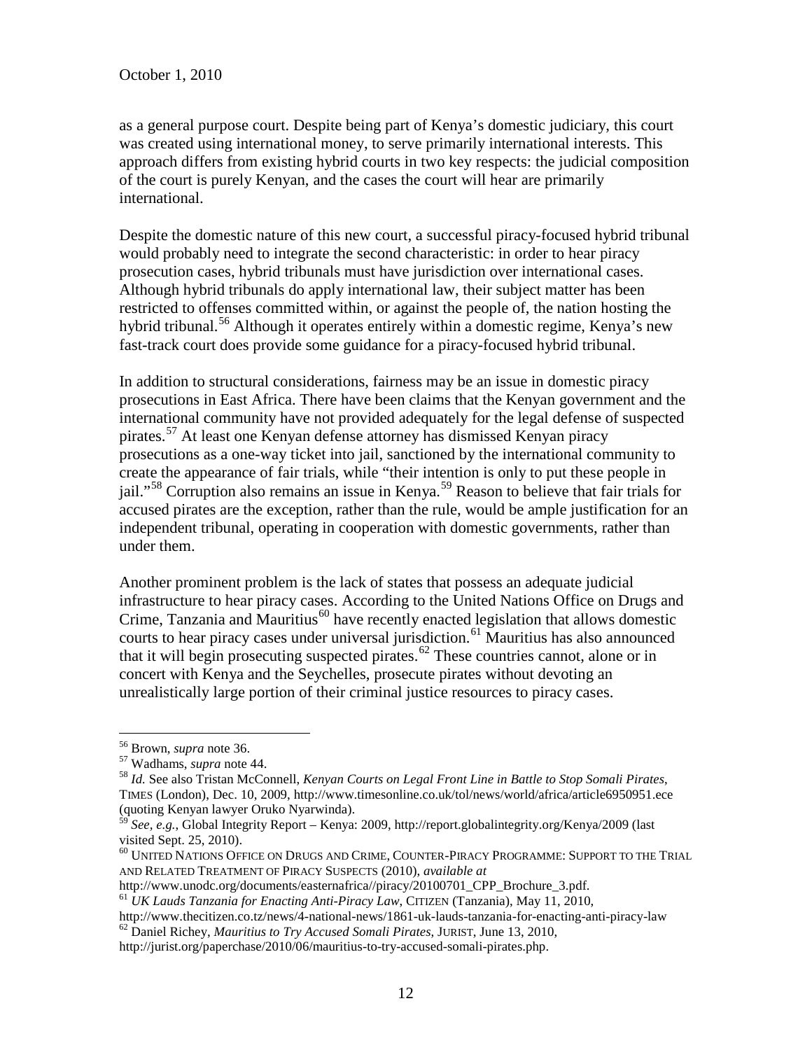as a general purpose court. Despite being part of Kenya's domestic judiciary, this court was created using international money, to serve primarily international interests. This approach differs from existing hybrid courts in two key respects: the judicial composition of the court is purely Kenyan, and the cases the court will hear are primarily international.

Despite the domestic nature of this new court, a successful piracy-focused hybrid tribunal would probably need to integrate the second characteristic: in order to hear piracy prosecution cases, hybrid tribunals must have jurisdiction over international cases. Although hybrid tribunals do apply international law, their subject matter has been restricted to offenses committed within, or against the people of, the nation hosting the hybrid tribunal.[56] Although it operates entirely within a domestic regime, Kenya's new fast-track court does provide some guidance for a piracy-focused hybrid tribunal.

In addition to structural considerations, fairness may be an issue in domestic piracy prosecutions in East Africa. There have been claims that the Kenyan government and the international community have not provided adequately for the legal defense of suspected pirates.[57] At least one Kenyan defense attorney has dismissed Kenyan piracy prosecutions as a one-way ticket into jail, sanctioned by the international community to create the appearance of fair trials, while "their intention is only to put these people in jail."[58] Corruption also remains an issue in Kenya.[59] Reason to believe that fair trials for accused pirates are the exception, rather than the rule, would be ample justification for an independent tribunal, operating in cooperation with domestic governments, rather than under them.

Another prominent problem is the lack of states that possess an adequate judicial infrastructure to hear piracy cases. According to the United Nations Office on Drugs and Crime, Tanzania and Mauritius[60] have recently enacted legislation that allows domestic courts to hear piracy cases under universal jurisdiction.[61] Mauritius has also announced that it will begin prosecuting suspected pirates.[62] These countries cannot, alone or in concert with Kenya and the Seychelles, prosecute pirates without devoting an unrealistically large portion of their criminal justice resources to piracy cases.

---

[56] Brown, *supra* note 36.

[57] Wadhams, *supra* note 44.

[58] *Id.* See also Tristan McConnell, *Kenyan Courts on Legal Front Line in Battle to Stop Somali Pirates*, TIMES (London), Dec. 10, 2009, http://www.timesonline.co.uk/tol/news/world/africa/article6950951.ece (quoting Kenyan lawyer Oruko Nyarwinda).

[59] *See, e.g.*, Global Integrity Report – Kenya: 2009, http://report.globalintegrity.org/Kenya/2009 (last visited Sept. 25, 2010).

[60] UNITED NATIONS OFFICE ON DRUGS AND CRIME, COUNTER-PIRACY PROGRAMME: SUPPORT TO THE TRIAL AND RELATED TREATMENT OF PIRACY SUSPECTS (2010), *available at* http://www.unodc.org/documents/easternafrica//piracy/20100701_CPP_Brochure_3.pdf.

[61] *UK Lauds Tanzania for Enacting Anti-Piracy Law*, CITIZEN (Tanzania), May 11, 2010, http://www.thecitizen.co.tz/news/4-national-news/1861-uk-lauds-tanzania-for-enacting-anti-piracy-law

[62] Daniel Richey, *Mauritius to Try Accused Somali Pirates*, JURIST, June 13, 2010, http://jurist.org/paperchase/2010/06/mauritius-to-try-accused-somali-pirates.php.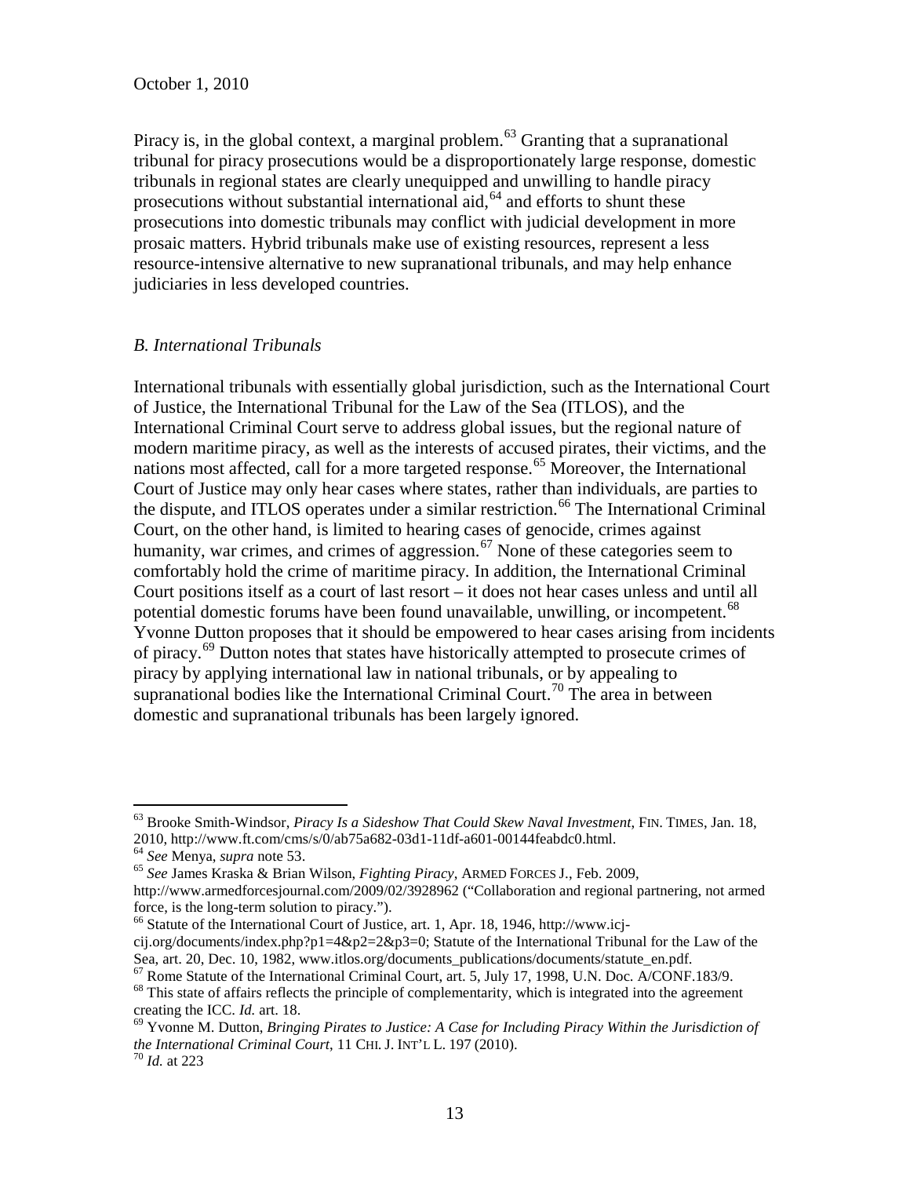Piracy is, in the global context, a marginal problem.[63] Granting that a supranational tribunal for piracy prosecutions would be a disproportionately large response, domestic tribunals in regional states are clearly unequipped and unwilling to handle piracy prosecutions without substantial international aid,[64] and efforts to shunt these prosecutions into domestic tribunals may conflict with judicial development in more prosaic matters. Hybrid tribunals make use of existing resources, represent a less resource-intensive alternative to new supranational tribunals, and may help enhance judiciaries in less developed countries.

### *B. International Tribunals*

International tribunals with essentially global jurisdiction, such as the International Court of Justice, the International Tribunal for the Law of the Sea (ITLOS), and the International Criminal Court serve to address global issues, but the regional nature of modern maritime piracy, as well as the interests of accused pirates, their victims, and the nations most affected, call for a more targeted response.[65] Moreover, the International Court of Justice may only hear cases where states, rather than individuals, are parties to the dispute, and ITLOS operates under a similar restriction.[66] The International Criminal Court, on the other hand, is limited to hearing cases of genocide, crimes against humanity, war crimes, and crimes of aggression.[67] None of these categories seem to comfortably hold the crime of maritime piracy. In addition, the International Criminal Court positions itself as a court of last resort – it does not hear cases unless and until all potential domestic forums have been found unavailable, unwilling, or incompetent.[68] Yvonne Dutton proposes that it should be empowered to hear cases arising from incidents of piracy.[69] Dutton notes that states have historically attempted to prosecute crimes of piracy by applying international law in national tribunals, or by appealing to supranational bodies like the International Criminal Court.[70] The area in between domestic and supranational tribunals has been largely ignored.

---

[63] Brooke Smith-Windsor, *Piracy Is a Sideshow That Could Skew Naval Investment*, FIN. TIMES, Jan. 18, 2010, http://www.ft.com/cms/s/0/ab75a682-03d1-11df-a601-00144feabdc0.html.

[64] *See* Menya, *supra* note 53.

[65] *See* James Kraska & Brian Wilson, *Fighting Piracy*, ARMED FORCES J., Feb. 2009, http://www.armedforcesjournal.com/2009/02/3928962 ("Collaboration and regional partnering, not armed force, is the long-term solution to piracy.").

[66] Statute of the International Court of Justice, art. 1, Apr. 18, 1946, http://www.icj-cij.org/documents/index.php?p1=4&p2=2&p3=0; Statute of the International Tribunal for the Law of the Sea, art. 20, Dec. 10, 1982, www.itlos.org/documents_publications/documents/statute_en.pdf.

[67] Rome Statute of the International Criminal Court, art. 5, July 17, 1998, U.N. Doc. A/CONF.183/9.

[68] This state of affairs reflects the principle of complementarity, which is integrated into the agreement creating the ICC. *Id.* art. 18.

[69] Yvonne M. Dutton, *Bringing Pirates to Justice: A Case for Including Piracy Within the Jurisdiction of the International Criminal Court*, 11 CHI. J. INT'L L. 197 (2010).

[70] *Id.* at 223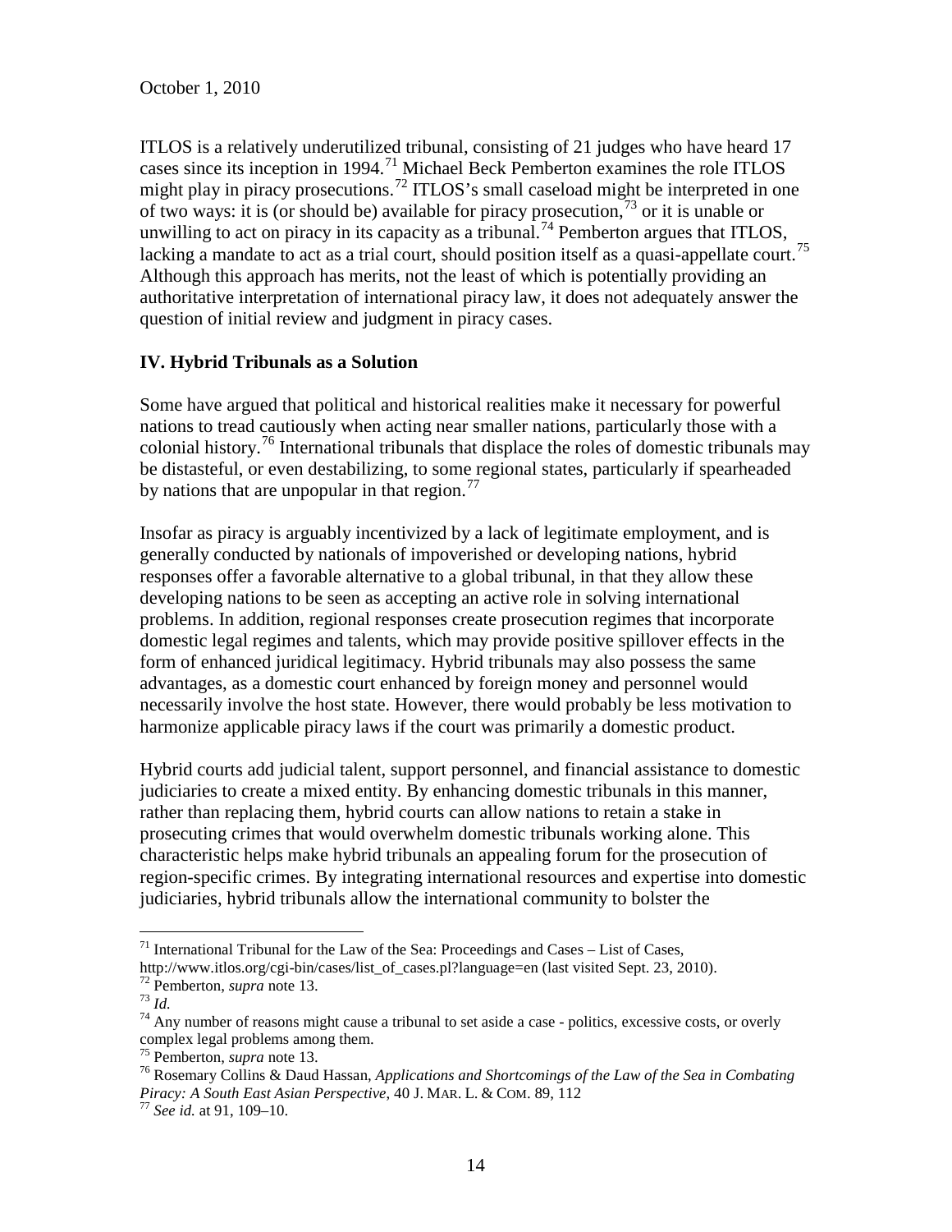ITLOS is a relatively underutilized tribunal, consisting of 21 judges who have heard 17 cases since its inception in 1994.[71] Michael Beck Pemberton examines the role ITLOS might play in piracy prosecutions.[72] ITLOS's small caseload might be interpreted in one of two ways: it is (or should be) available for piracy prosecution,[73] or it is unable or unwilling to act on piracy in its capacity as a tribunal.[74] Pemberton argues that ITLOS, lacking a mandate to act as a trial court, should position itself as a quasi-appellate court.[75] Although this approach has merits, not the least of which is potentially providing an authoritative interpretation of international piracy law, it does not adequately answer the question of initial review and judgment in piracy cases.

## IV. Hybrid Tribunals as a Solution

Some have argued that political and historical realities make it necessary for powerful nations to tread cautiously when acting near smaller nations, particularly those with a colonial history.[76] International tribunals that displace the roles of domestic tribunals may be distasteful, or even destabilizing, to some regional states, particularly if spearheaded by nations that are unpopular in that region.[77]

Insofar as piracy is arguably incentivized by a lack of legitimate employment, and is generally conducted by nationals of impoverished or developing nations, hybrid responses offer a favorable alternative to a global tribunal, in that they allow these developing nations to be seen as accepting an active role in solving international problems. In addition, regional responses create prosecution regimes that incorporate domestic legal regimes and talents, which may provide positive spillover effects in the form of enhanced juridical legitimacy. Hybrid tribunals may also possess the same advantages, as a domestic court enhanced by foreign money and personnel would necessarily involve the host state. However, there would probably be less motivation to harmonize applicable piracy laws if the court was primarily a domestic product.

Hybrid courts add judicial talent, support personnel, and financial assistance to domestic judiciaries to create a mixed entity. By enhancing domestic tribunals in this manner, rather than replacing them, hybrid courts can allow nations to retain a stake in prosecuting crimes that would overwhelm domestic tribunals working alone. This characteristic helps make hybrid tribunals an appealing forum for the prosecution of region-specific crimes. By integrating international resources and expertise into domestic judiciaries, hybrid tribunals allow the international community to bolster the

---

[71] International Tribunal for the Law of the Sea: Proceedings and Cases – List of Cases, http://www.itlos.org/cgi-bin/cases/list_of_cases.pl?language=en (last visited Sept. 23, 2010).

[72] Pemberton, *supra* note 13.

[73] *Id.*

[74] Any number of reasons might cause a tribunal to set aside a case - politics, excessive costs, or overly complex legal problems among them.

[75] Pemberton, *supra* note 13.

[76] Rosemary Collins & Daud Hassan, *Applications and Shortcomings of the Law of the Sea in Combating Piracy: A South East Asian Perspective*, 40 J. MAR. L. & COM. 89, 112

[77] *See id.* at 91, 109–10.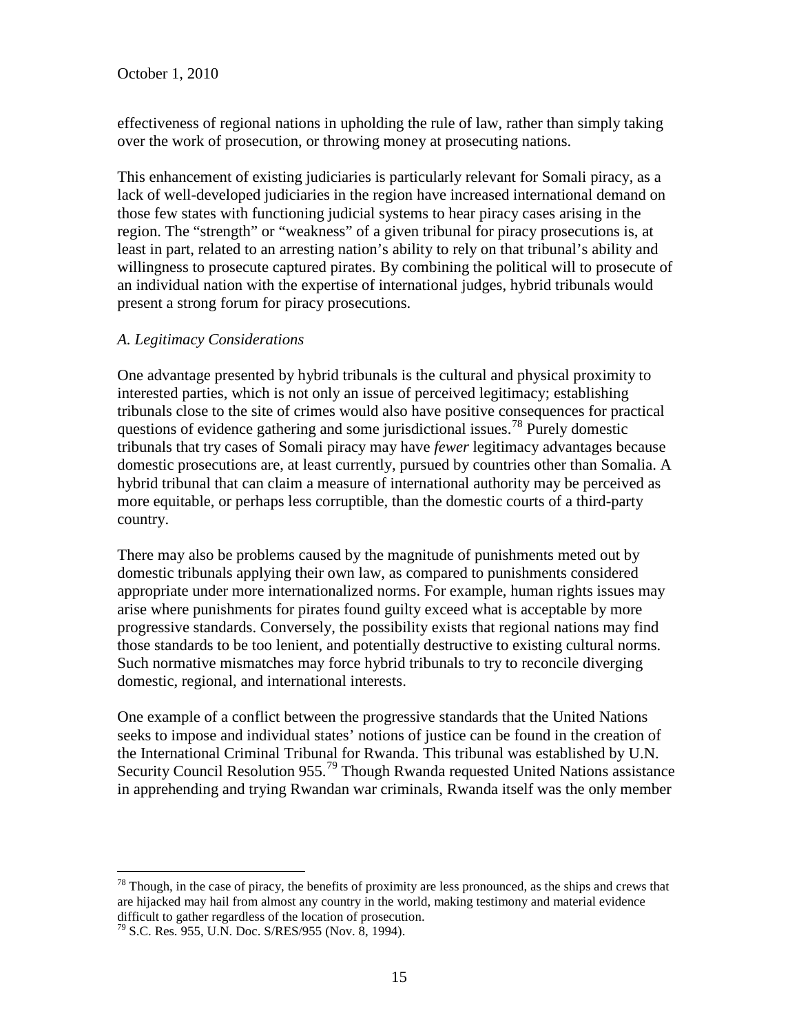effectiveness of regional nations in upholding the rule of law, rather than simply taking over the work of prosecution, or throwing money at prosecuting nations.

This enhancement of existing judiciaries is particularly relevant for Somali piracy, as a lack of well-developed judiciaries in the region have increased international demand on those few states with functioning judicial systems to hear piracy cases arising in the region. The "strength" or "weakness" of a given tribunal for piracy prosecutions is, at least in part, related to an arresting nation's ability to rely on that tribunal's ability and willingness to prosecute captured pirates. By combining the political will to prosecute of an individual nation with the expertise of international judges, hybrid tribunals would present a strong forum for piracy prosecutions.

### *A. Legitimacy Considerations*

One advantage presented by hybrid tribunals is the cultural and physical proximity to interested parties, which is not only an issue of perceived legitimacy; establishing tribunals close to the site of crimes would also have positive consequences for practical questions of evidence gathering and some jurisdictional issues.[78] Purely domestic tribunals that try cases of Somali piracy may have *fewer* legitimacy advantages because domestic prosecutions are, at least currently, pursued by countries other than Somalia. A hybrid tribunal that can claim a measure of international authority may be perceived as more equitable, or perhaps less corruptible, than the domestic courts of a third-party country.

There may also be problems caused by the magnitude of punishments meted out by domestic tribunals applying their own law, as compared to punishments considered appropriate under more internationalized norms. For example, human rights issues may arise where punishments for pirates found guilty exceed what is acceptable by more progressive standards. Conversely, the possibility exists that regional nations may find those standards to be too lenient, and potentially destructive to existing cultural norms. Such normative mismatches may force hybrid tribunals to try to reconcile diverging domestic, regional, and international interests.

One example of a conflict between the progressive standards that the United Nations seeks to impose and individual states' notions of justice can be found in the creation of the International Criminal Tribunal for Rwanda. This tribunal was established by U.N. Security Council Resolution 955.[79] Though Rwanda requested United Nations assistance in apprehending and trying Rwandan war criminals, Rwanda itself was the only member

---

[78] Though, in the case of piracy, the benefits of proximity are less pronounced, as the ships and crews that are hijacked may hail from almost any country in the world, making testimony and material evidence difficult to gather regardless of the location of prosecution.

[79] S.C. Res. 955, U.N. Doc. S/RES/955 (Nov. 8, 1994).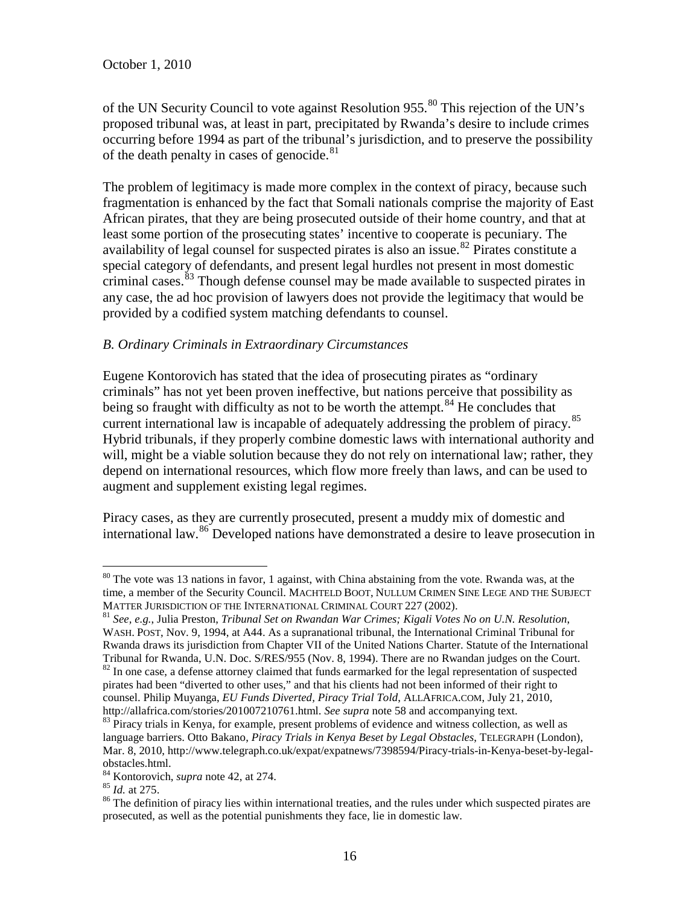of the UN Security Council to vote against Resolution 955.[80] This rejection of the UN's proposed tribunal was, at least in part, precipitated by Rwanda's desire to include crimes occurring before 1994 as part of the tribunal's jurisdiction, and to preserve the possibility of the death penalty in cases of genocide.[81]

The problem of legitimacy is made more complex in the context of piracy, because such fragmentation is enhanced by the fact that Somali nationals comprise the majority of East African pirates, that they are being prosecuted outside of their home country, and that at least some portion of the prosecuting states' incentive to cooperate is pecuniary. The availability of legal counsel for suspected pirates is also an issue.[82] Pirates constitute a special category of defendants, and present legal hurdles not present in most domestic criminal cases.[83] Though defense counsel may be made available to suspected pirates in any case, the ad hoc provision of lawyers does not provide the legitimacy that would be provided by a codified system matching defendants to counsel.

### *B. Ordinary Criminals in Extraordinary Circumstances*

Eugene Kontorovich has stated that the idea of prosecuting pirates as "ordinary criminals" has not yet been proven ineffective, but nations perceive that possibility as being so fraught with difficulty as not to be worth the attempt.[84] He concludes that current international law is incapable of adequately addressing the problem of piracy.[85] Hybrid tribunals, if they properly combine domestic laws with international authority and will, might be a viable solution because they do not rely on international law; rather, they depend on international resources, which flow more freely than laws, and can be used to augment and supplement existing legal regimes.

Piracy cases, as they are currently prosecuted, present a muddy mix of domestic and international law.[86] Developed nations have demonstrated a desire to leave prosecution in

---

[80] The vote was 13 nations in favor, 1 against, with China abstaining from the vote. Rwanda was, at the time, a member of the Security Council. MACHTELD BOOT, NULLUM CRIMEN SINE LEGE AND THE SUBJECT MATTER JURISDICTION OF THE INTERNATIONAL CRIMINAL COURT 227 (2002).

[81] *See, e.g.*, Julia Preston, *Tribunal Set on Rwandan War Crimes; Kigali Votes No on U.N. Resolution*, WASH. POST, Nov. 9, 1994, at A44. As a supranational tribunal, the International Criminal Tribunal for Rwanda draws its jurisdiction from Chapter VII of the United Nations Charter. Statute of the International Tribunal for Rwanda, U.N. Doc. S/RES/955 (Nov. 8, 1994). There are no Rwandan judges on the Court.

[82] In one case, a defense attorney claimed that funds earmarked for the legal representation of suspected pirates had been "diverted to other uses," and that his clients had not been informed of their right to counsel. Philip Muyanga, *EU Funds Diverted, Piracy Trial Told*, ALLAFRICA.COM, July 21, 2010, http://allafrica.com/stories/201007210761.html. *See supra* note 58 and accompanying text.

[83] Piracy trials in Kenya, for example, present problems of evidence and witness collection, as well as language barriers. Otto Bakano, *Piracy Trials in Kenya Beset by Legal Obstacles*, TELEGRAPH (London), Mar. 8, 2010, http://www.telegraph.co.uk/expat/expatnews/7398594/Piracy-trials-in-Kenya-beset-by-legal-obstacles.html.

[84] Kontorovich, *supra* note 42, at 274.

[85] *Id.* at 275.

[86] The definition of piracy lies within international treaties, and the rules under which suspected pirates are prosecuted, as well as the potential punishments they face, lie in domestic law.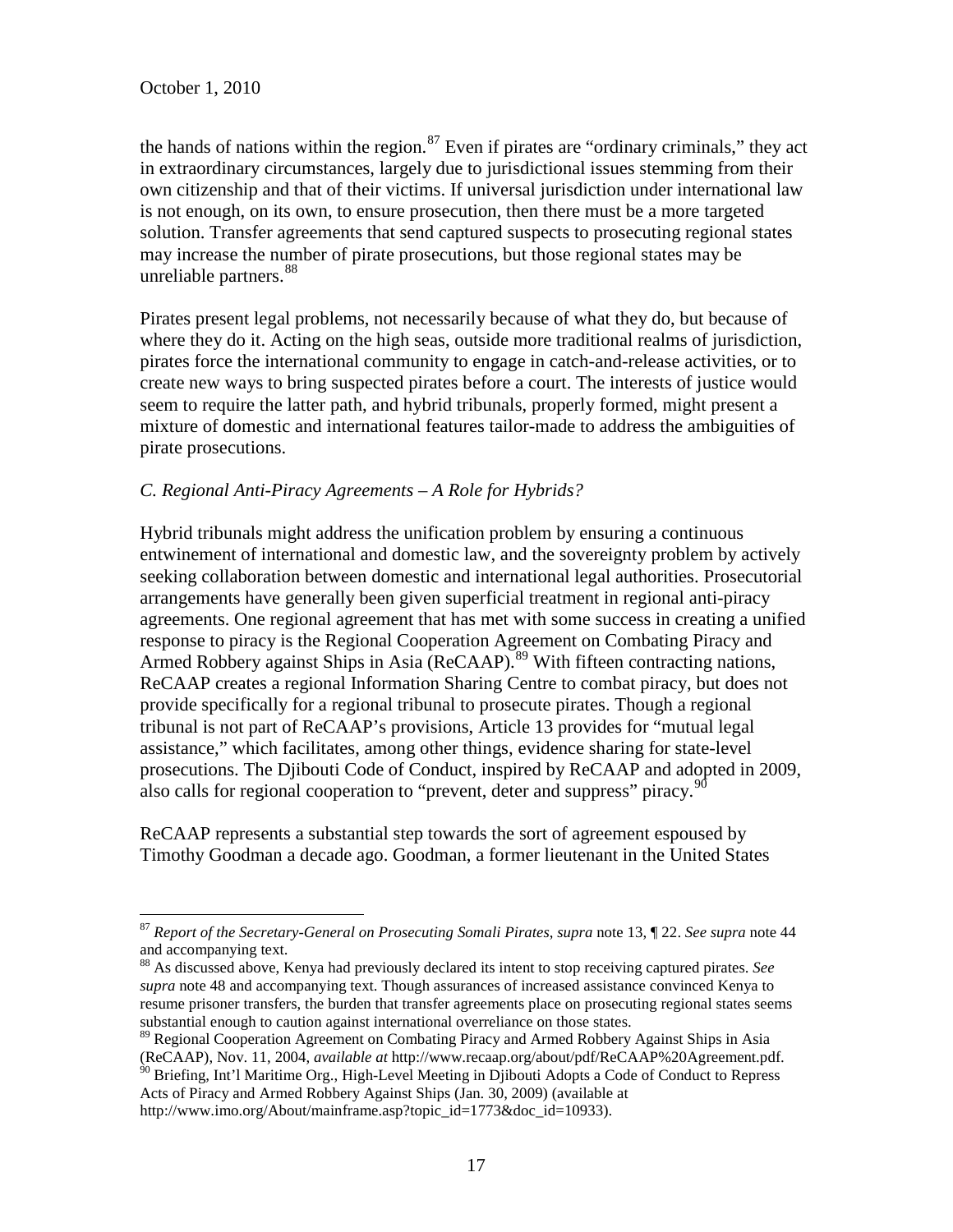the hands of nations within the region.[87] Even if pirates are "ordinary criminals," they act in extraordinary circumstances, largely due to jurisdictional issues stemming from their own citizenship and that of their victims. If universal jurisdiction under international law is not enough, on its own, to ensure prosecution, then there must be a more targeted solution. Transfer agreements that send captured suspects to prosecuting regional states may increase the number of pirate prosecutions, but those regional states may be unreliable partners.[88]

Pirates present legal problems, not necessarily because of what they do, but because of where they do it. Acting on the high seas, outside more traditional realms of jurisdiction, pirates force the international community to engage in catch-and-release activities, or to create new ways to bring suspected pirates before a court. The interests of justice would seem to require the latter path, and hybrid tribunals, properly formed, might present a mixture of domestic and international features tailor-made to address the ambiguities of pirate prosecutions.

### *C. Regional Anti-Piracy Agreements – A Role for Hybrids?*

Hybrid tribunals might address the unification problem by ensuring a continuous entwinement of international and domestic law, and the sovereignty problem by actively seeking collaboration between domestic and international legal authorities. Prosecutorial arrangements have generally been given superficial treatment in regional anti-piracy agreements. One regional agreement that has met with some success in creating a unified response to piracy is the Regional Cooperation Agreement on Combating Piracy and Armed Robbery against Ships in Asia (ReCAAP).[89] With fifteen contracting nations, ReCAAP creates a regional Information Sharing Centre to combat piracy, but does not provide specifically for a regional tribunal to prosecute pirates. Though a regional tribunal is not part of ReCAAP's provisions, Article 13 provides for "mutual legal assistance," which facilitates, among other things, evidence sharing for state-level prosecutions. The Djibouti Code of Conduct, inspired by ReCAAP and adopted in 2009, also calls for regional cooperation to "prevent, deter and suppress" piracy.[90]

ReCAAP represents a substantial step towards the sort of agreement espoused by Timothy Goodman a decade ago. Goodman, a former lieutenant in the United States

---

[87] *Report of the Secretary-General on Prosecuting Somali Pirates*, *supra* note 13, ¶ 22. *See supra* note 44 and accompanying text.

[88] As discussed above, Kenya had previously declared its intent to stop receiving captured pirates. *See supra* note 48 and accompanying text. Though assurances of increased assistance convinced Kenya to resume prisoner transfers, the burden that transfer agreements place on prosecuting regional states seems substantial enough to caution against international overreliance on those states.

[89] Regional Cooperation Agreement on Combating Piracy and Armed Robbery Against Ships in Asia (ReCAAP), Nov. 11, 2004, *available at* http://www.recaap.org/about/pdf/ReCAAP%20Agreement.pdf.

[90] Briefing, Int'l Maritime Org., High-Level Meeting in Djibouti Adopts a Code of Conduct to Repress Acts of Piracy and Armed Robbery Against Ships (Jan. 30, 2009) (available at http://www.imo.org/About/mainframe.asp?topic_id=1773&doc_id=10933).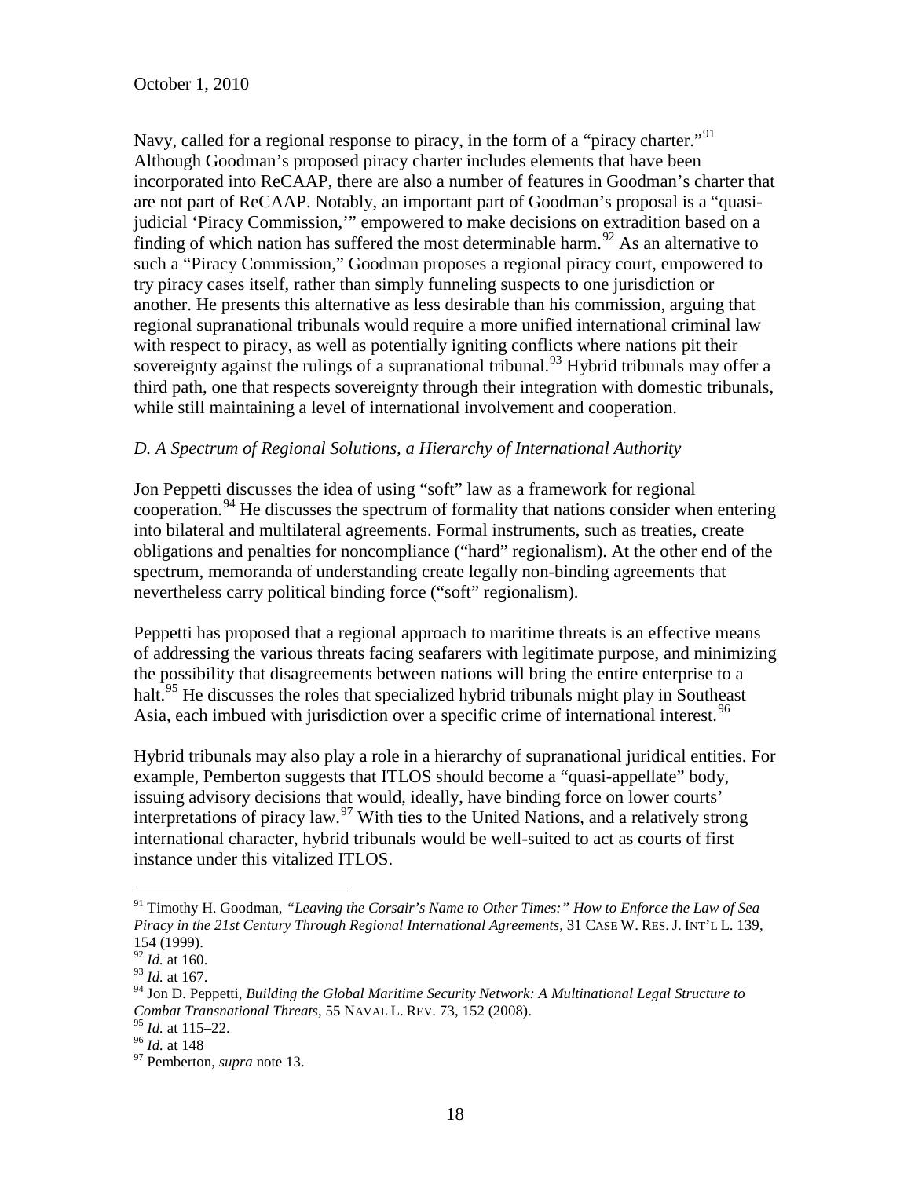Navy, called for a regional response to piracy, in the form of a "piracy charter."[91] Although Goodman's proposed piracy charter includes elements that have been incorporated into ReCAAP, there are also a number of features in Goodman's charter that are not part of ReCAAP. Notably, an important part of Goodman's proposal is a "quasi-judicial 'Piracy Commission,'" empowered to make decisions on extradition based on a finding of which nation has suffered the most determinable harm.[92] As an alternative to such a "Piracy Commission," Goodman proposes a regional piracy court, empowered to try piracy cases itself, rather than simply funneling suspects to one jurisdiction or another. He presents this alternative as less desirable than his commission, arguing that regional supranational tribunals would require a more unified international criminal law with respect to piracy, as well as potentially igniting conflicts where nations pit their sovereignty against the rulings of a supranational tribunal.[93] Hybrid tribunals may offer a third path, one that respects sovereignty through their integration with domestic tribunals, while still maintaining a level of international involvement and cooperation.

### *D. A Spectrum of Regional Solutions, a Hierarchy of International Authority*

Jon Peppetti discusses the idea of using "soft" law as a framework for regional cooperation.[94] He discusses the spectrum of formality that nations consider when entering into bilateral and multilateral agreements. Formal instruments, such as treaties, create obligations and penalties for noncompliance ("hard" regionalism). At the other end of the spectrum, memoranda of understanding create legally non-binding agreements that nevertheless carry political binding force ("soft" regionalism).

Peppetti has proposed that a regional approach to maritime threats is an effective means of addressing the various threats facing seafarers with legitimate purpose, and minimizing the possibility that disagreements between nations will bring the entire enterprise to a halt.[95] He discusses the roles that specialized hybrid tribunals might play in Southeast Asia, each imbued with jurisdiction over a specific crime of international interest.[96]

Hybrid tribunals may also play a role in a hierarchy of supranational juridical entities. For example, Pemberton suggests that ITLOS should become a "quasi-appellate" body, issuing advisory decisions that would, ideally, have binding force on lower courts' interpretations of piracy law.[97] With ties to the United Nations, and a relatively strong international character, hybrid tribunals would be well-suited to act as courts of first instance under this vitalized ITLOS.

---

[91] Timothy H. Goodman, *"Leaving the Corsair's Name to Other Times:" How to Enforce the Law of Sea Piracy in the 21st Century Through Regional International Agreements*, 31 CASE W. RES. J. INT'L L. 139, 154 (1999).

[92] *Id.* at 160.

[93] *Id.* at 167.

[94] Jon D. Peppetti, *Building the Global Maritime Security Network: A Multinational Legal Structure to Combat Transnational Threats*, 55 NAVAL L. REV. 73, 152 (2008).

[95] *Id.* at 115–22.

[96] *Id.* at 148

[97] Pemberton, *supra* note 13.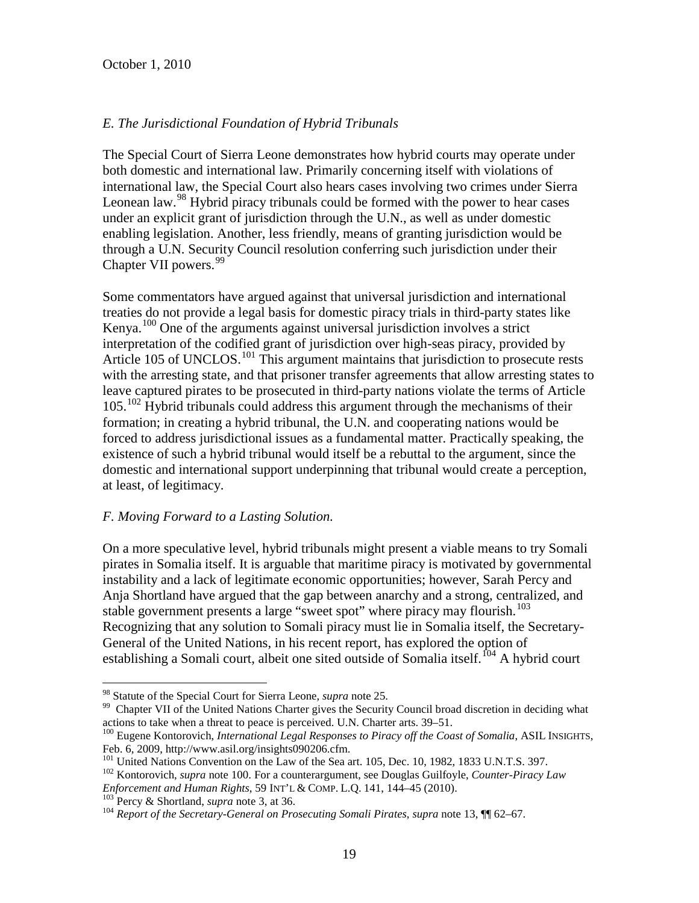*E. The Jurisdictional Foundation of Hybrid Tribunals*

The Special Court of Sierra Leone demonstrates how hybrid courts may operate under both domestic and international law. Primarily concerning itself with violations of international law, the Special Court also hears cases involving two crimes under Sierra Leonean law.[98] Hybrid piracy tribunals could be formed with the power to hear cases under an explicit grant of jurisdiction through the U.N., as well as under domestic enabling legislation. Another, less friendly, means of granting jurisdiction would be through a U.N. Security Council resolution conferring such jurisdiction under their Chapter VII powers.[99]

Some commentators have argued against that universal jurisdiction and international treaties do not provide a legal basis for domestic piracy trials in third-party states like Kenya.[100] One of the arguments against universal jurisdiction involves a strict interpretation of the codified grant of jurisdiction over high-seas piracy, provided by Article 105 of UNCLOS.[101] This argument maintains that jurisdiction to prosecute rests with the arresting state, and that prisoner transfer agreements that allow arresting states to leave captured pirates to be prosecuted in third-party nations violate the terms of Article 105.[102] Hybrid tribunals could address this argument through the mechanisms of their formation; in creating a hybrid tribunal, the U.N. and cooperating nations would be forced to address jurisdictional issues as a fundamental matter. Practically speaking, the existence of such a hybrid tribunal would itself be a rebuttal to the argument, since the domestic and international support underpinning that tribunal would create a perception, at least, of legitimacy.

*F. Moving Forward to a Lasting Solution.*

On a more speculative level, hybrid tribunals might present a viable means to try Somali pirates in Somalia itself. It is arguable that maritime piracy is motivated by governmental instability and a lack of legitimate economic opportunities; however, Sarah Percy and Anja Shortland have argued that the gap between anarchy and a strong, centralized, and stable government presents a large "sweet spot" where piracy may flourish.[103] Recognizing that any solution to Somali piracy must lie in Somalia itself, the Secretary-General of the United Nations, in his recent report, has explored the option of establishing a Somali court, albeit one sited outside of Somalia itself.[104] A hybrid court

---

[98] Statute of the Special Court for Sierra Leone, *supra* note 25.

[99] Chapter VII of the United Nations Charter gives the Security Council broad discretion in deciding what actions to take when a threat to peace is perceived. U.N. Charter arts. 39–51.

[100] Eugene Kontorovich, *International Legal Responses to Piracy off the Coast of Somalia*, ASIL INSIGHTS, Feb. 6, 2009, http://www.asil.org/insights090206.cfm.

[101] United Nations Convention on the Law of the Sea art. 105, Dec. 10, 1982, 1833 U.N.T.S. 397.

[102] Kontorovich, *supra* note 100. For a counterargument, see Douglas Guilfoyle, *Counter-Piracy Law Enforcement and Human Rights*, 59 INT'L & COMP. L.Q. 141, 144–45 (2010).

[103] Percy & Shortland, *supra* note 3, at 36.

[104] *Report of the Secretary-General on Prosecuting Somali Pirates*, *supra* note 13, ¶¶ 62–67.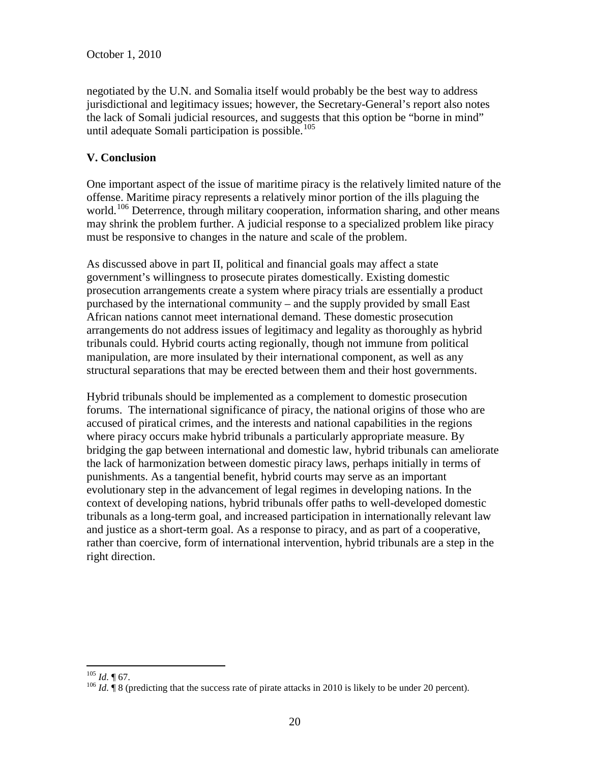negotiated by the U.N. and Somalia itself would probably be the best way to address jurisdictional and legitimacy issues; however, the Secretary-General's report also notes the lack of Somali judicial resources, and suggests that this option be "borne in mind" until adequate Somali participation is possible.[105]

## V. Conclusion

One important aspect of the issue of maritime piracy is the relatively limited nature of the offense. Maritime piracy represents a relatively minor portion of the ills plaguing the world.[106] Deterrence, through military cooperation, information sharing, and other means may shrink the problem further. A judicial response to a specialized problem like piracy must be responsive to changes in the nature and scale of the problem.

As discussed above in part II, political and financial goals may affect a state government's willingness to prosecute pirates domestically. Existing domestic prosecution arrangements create a system where piracy trials are essentially a product purchased by the international community – and the supply provided by small East African nations cannot meet international demand. These domestic prosecution arrangements do not address issues of legitimacy and legality as thoroughly as hybrid tribunals could. Hybrid courts acting regionally, though not immune from political manipulation, are more insulated by their international component, as well as any structural separations that may be erected between them and their host governments.

Hybrid tribunals should be implemented as a complement to domestic prosecution forums. The international significance of piracy, the national origins of those who are accused of piratical crimes, and the interests and national capabilities in the regions where piracy occurs make hybrid tribunals a particularly appropriate measure. By bridging the gap between international and domestic law, hybrid tribunals can ameliorate the lack of harmonization between domestic piracy laws, perhaps initially in terms of punishments. As a tangential benefit, hybrid courts may serve as an important evolutionary step in the advancement of legal regimes in developing nations. In the context of developing nations, hybrid tribunals offer paths to well-developed domestic tribunals as a long-term goal, and increased participation in internationally relevant law and justice as a short-term goal. As a response to piracy, and as part of a cooperative, rather than coercive, form of international intervention, hybrid tribunals are a step in the right direction.

---

[105] *Id.* ¶ 67.

[106] *Id.* ¶ 8 (predicting that the success rate of pirate attacks in 2010 is likely to be under 20 percent).